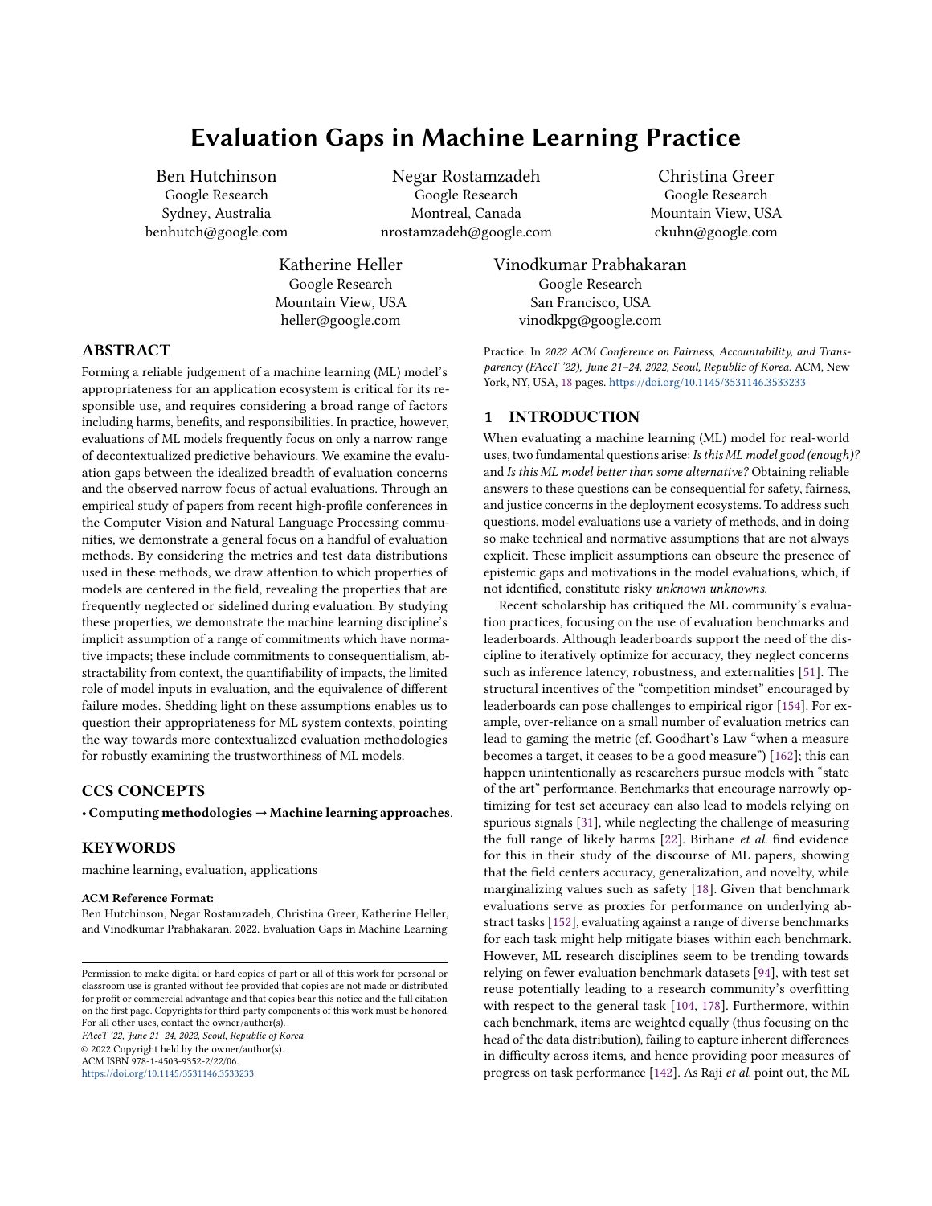# Evaluation Gaps in Machine Learning Practice

Ben Hutchinson
Google Research
Sydney, Australia
benhutch@google.com

Negar Rostamzadeh
Google Research
Montreal, Canada
nrostamzadeh@google.com

Christina Greer
Google Research
Mountain View, USA
ckuhn@google.com

Katherine Heller
Google Research
Mountain View, USA
heller@google.com

Vinodkumar Prabhakaran
Google Research
San Francisco, USA
vinodkpg@google.com

## ABSTRACT

Forming a reliable judgement of a machine learning (ML) model's appropriateness for an application ecosystem is critical for its responsible use, and requires considering a broad range of factors including harms, benefits, and responsibilities. In practice, however, evaluations of ML models frequently focus on only a narrow range of decontextualized predictive behaviours. We examine the evaluation gaps between the idealized breadth of evaluation concerns and the observed narrow focus of actual evaluations. Through an empirical study of papers from recent high-profile conferences in the Computer Vision and Natural Language Processing communities, we demonstrate a general focus on a handful of evaluation methods. By considering the metrics and test data distributions used in these methods, we draw attention to which properties of models are centered in the field, revealing the properties that are frequently neglected or sidelined during evaluation. By studying these properties, we demonstrate the machine learning discipline's implicit assumption of a range of commitments which have normative impacts; these include commitments to consequentialism, abstractability from context, the quantifiability of impacts, the limited role of model inputs in evaluation, and the equivalence of different failure modes. Shedding light on these assumptions enables us to question their appropriateness for ML system contexts, pointing the way towards more contextualized evaluation methodologies for robustly examining the trustworthiness of ML models.

## CCS CONCEPTS

• **Computing methodologies → Machine learning approaches**.

## KEYWORDS

machine learning, evaluation, applications

**ACM Reference Format:**
Ben Hutchinson, Negar Rostamzadeh, Christina Greer, Katherine Heller, and Vinodkumar Prabhakaran. 2022. Evaluation Gaps in Machine Learning Practice. In *2022 ACM Conference on Fairness, Accountability, and Transparency (FAccT '22), June 21–24, 2022, Seoul, Republic of Korea.* ACM, New York, NY, USA, 18 pages. https://doi.org/10.1145/3531146.3533233

Permission to make digital or hard copies of part or all of this work for personal or classroom use is granted without fee provided that copies are not made or distributed for profit or commercial advantage and that copies bear this notice and the full citation on the first page. Copyrights for third-party components of this work must be honored. For all other uses, contact the owner/author(s).
*FAccT '22, June 21–24, 2022, Seoul, Republic of Korea*
© 2022 Copyright held by the owner/author(s).
ACM ISBN 978-1-4503-9352-2/22/06.
https://doi.org/10.1145/3531146.3533233

## 1 INTRODUCTION

When evaluating a machine learning (ML) model for real-world uses, two fundamental questions arise: *Is this ML model good (enough)?* and *Is this ML model better than some alternative?* Obtaining reliable answers to these questions can be consequential for safety, fairness, and justice concerns in the deployment ecosystems. To address such questions, model evaluations use a variety of methods, and in doing so make technical and normative assumptions that are not always explicit. These implicit assumptions can obscure the presence of epistemic gaps and motivations in the model evaluations, which, if not identified, constitute risky *unknown unknowns*.

Recent scholarship has critiqued the ML community's evaluation practices, focusing on the use of evaluation benchmarks and leaderboards. Although leaderboards support the need of the discipline to iteratively optimize for accuracy, they neglect concerns such as inference latency, robustness, and externalities [51]. The structural incentives of the "competition mindset" encouraged by leaderboards can pose challenges to empirical rigor [154]. For example, over-reliance on a small number of evaluation metrics can lead to gaming the metric (cf. Goodhart's Law "when a measure becomes a target, it ceases to be a good measure") [162]; this can happen unintentionally as researchers pursue models with "state of the art" performance. Benchmarks that encourage narrowly optimizing for test set accuracy can also lead to models relying on spurious signals [31], while neglecting the challenge of measuring the full range of likely harms [22]. Birhane *et al.* find evidence for this in their study of the discourse of ML papers, showing that the field centers accuracy, generalization, and novelty, while marginalizing values such as safety [18]. Given that benchmark evaluations serve as proxies for performance on underlying abstract tasks [152], evaluating against a range of diverse benchmarks for each task might help mitigate biases within each benchmark. However, ML research disciplines seem to be trending towards relying on fewer evaluation benchmark datasets [94], with test set reuse potentially leading to a research community's overfitting with respect to the general task [104, 178]. Furthermore, within each benchmark, items are weighted equally (thus focusing on the head of the data distribution), failing to capture inherent differences in difficulty across items, and hence providing poor measures of progress on task performance [142]. As Raji *et al.* point out, the ML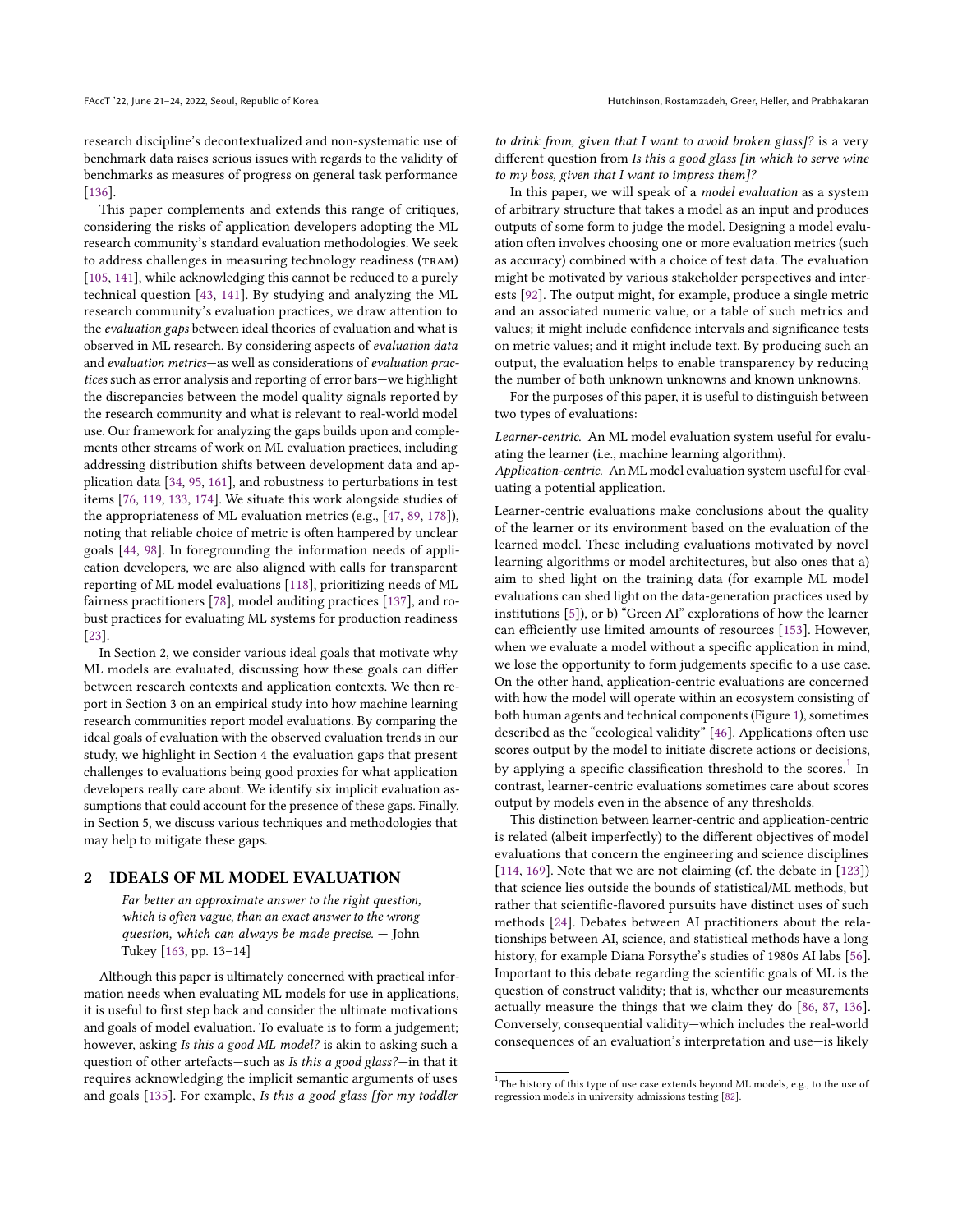research discipline's decontextualized and non-systematic use of benchmark data raises serious issues with regards to the validity of benchmarks as measures of progress on general task performance [136].

This paper complements and extends this range of critiques, considering the risks of application developers adopting the ML research community's standard evaluation methodologies. We seek to address challenges in measuring technology readiness (TRAM) [105, 141], while acknowledging this cannot be reduced to a purely technical question [43, 141]. By studying and analyzing the ML research community's evaluation practices, we draw attention to the *evaluation gaps* between ideal theories of evaluation and what is observed in ML research. By considering aspects of *evaluation data* and *evaluation metrics*—as well as considerations of *evaluation practices* such as error analysis and reporting of error bars—we highlight the discrepancies between the model quality signals reported by the research community and what is relevant to real-world model use. Our framework for analyzing the gaps builds upon and complements other streams of work on ML evaluation practices, including addressing distribution shifts between development data and application data [34, 95, 161], and robustness to perturbations in test items [76, 119, 133, 174]. We situate this work alongside studies of the appropriateness of ML evaluation metrics (e.g., [47, 89, 178]), noting that reliable choice of metric is often hampered by unclear goals [44, 98]. In foregrounding the information needs of application developers, we are also aligned with calls for transparent reporting of ML model evaluations [118], prioritizing needs of ML fairness practitioners [78], model auditing practices [137], and robust practices for evaluating ML systems for production readiness [23].

In Section 2, we consider various ideal goals that motivate why ML models are evaluated, discussing how these goals can differ between research contexts and application contexts. We then report in Section 3 on an empirical study into how machine learning research communities report model evaluations. By comparing the ideal goals of evaluation with the observed evaluation trends in our study, we highlight in Section 4 the evaluation gaps that present challenges to evaluations being good proxies for what application developers really care about. We identify six implicit evaluation assumptions that could account for the presence of these gaps. Finally, in Section 5, we discuss various techniques and methodologies that may help to mitigate these gaps.

## 2 IDEALS OF ML MODEL EVALUATION

> *Far better an approximate answer to the right question, which is often vague, than an exact answer to the wrong question, which can always be made precise.* — John Tukey [163, pp. 13–14]

Although this paper is ultimately concerned with practical information needs when evaluating ML models for use in applications, it is useful to first step back and consider the ultimate motivations and goals of model evaluation. To evaluate is to form a judgement; however, asking *Is this a good ML model?* is akin to asking such a question of other artefacts—such as *Is this a good glass?*—in that it requires acknowledging the implicit semantic arguments of uses and goals [135]. For example, *Is this a good glass [for my toddler to drink from, given that I want to avoid broken glass]?* is a very different question from *Is this a good glass [in which to serve wine to my boss, given that I want to impress them]?*

In this paper, we will speak of a *model evaluation* as a system of arbitrary structure that takes a model as an input and produces outputs of some form to judge the model. Designing a model evaluation often involves choosing one or more evaluation metrics (such as accuracy) combined with a choice of test data. The evaluation might be motivated by various stakeholder perspectives and interests [92]. The output might, for example, produce a single metric and an associated numeric value, or a table of such metrics and values; it might include confidence intervals and significance tests on metric values; and it might include text. By producing such an output, the evaluation helps to enable transparency by reducing the number of both unknown unknowns and known unknowns.

For the purposes of this paper, it is useful to distinguish between two types of evaluations:

*Learner-centric.* An ML model evaluation system useful for evaluating the learner (i.e., machine learning algorithm).
*Application-centric.* An ML model evaluation system useful for evaluating a potential application.

Learner-centric evaluations make conclusions about the quality of the learner or its environment based on the evaluation of the learned model. These including evaluations motivated by novel learning algorithms or model architectures, but also ones that a) aim to shed light on the training data (for example ML model evaluations can shed light on the data-generation practices used by institutions [5]), or b) "Green AI" explorations of how the learner can efficiently use limited amounts of resources [153]. However, when we evaluate a model without a specific application in mind, we lose the opportunity to form judgements specific to a use case. On the other hand, application-centric evaluations are concerned with how the model will operate within an ecosystem consisting of both human agents and technical components (Figure 1), sometimes described as the "ecological validity" [46]. Applications often use scores output by the model to initiate discrete actions or decisions, by applying a specific classification threshold to the scores.[1] In contrast, learner-centric evaluations sometimes care about scores output by models even in the absence of any thresholds.

This distinction between learner-centric and application-centric is related (albeit imperfectly) to the different objectives of model evaluations that concern the engineering and science disciplines [114, 169]. Note that we are not claiming (cf. the debate in [123]) that science lies outside the bounds of statistical/ML methods, but rather that scientific-flavored pursuits have distinct uses of such methods [24]. Debates between AI practitioners about the relationships between AI, science, and statistical methods have a long history, for example Diana Forsythe's studies of 1980s AI labs [56]. Important to this debate regarding the scientific goals of ML is the question of construct validity; that is, whether our measurements actually measure the things that we claim they do [86, 87, 136]. Conversely, consequential validity—which includes the real-world consequences of an evaluation's interpretation and use—is likely

[1] The history of this type of use case extends beyond ML models, e.g., to the use of regression models in university admissions testing [82].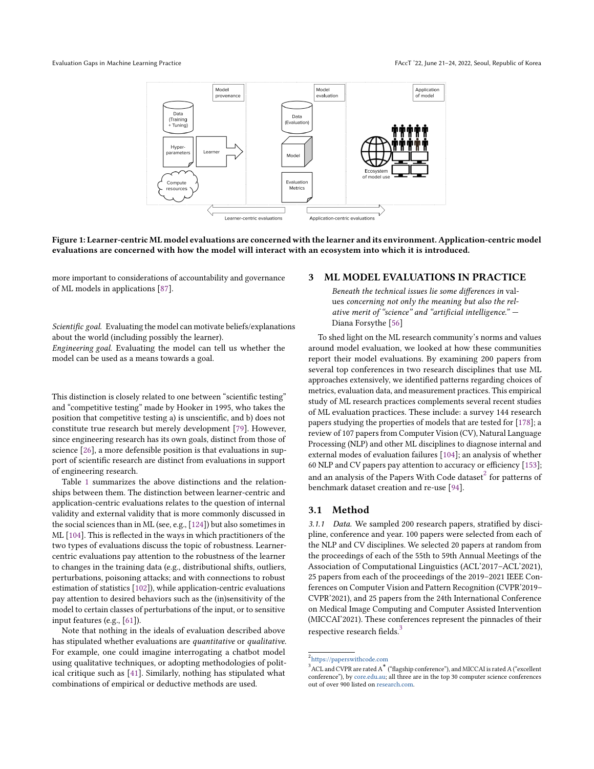Figure 1: Learner-centric ML model evaluations are concerned with the learner and its environment. Application-centric model evaluations are concerned with how the model will interact with an ecosystem into which it is introduced.

more important to considerations of accountability and governance of ML models in applications [87].

*Scientific goal.* Evaluating the model can motivate beliefs/explanations about the world (including possibly the learner).
*Engineering goal.* Evaluating the model can tell us whether the model can be used as a means towards a goal.

This distinction is closely related to one between "scientific testing" and "competitive testing" made by Hooker in 1995, who takes the position that competitive testing a) is unscientific, and b) does not constitute true research but merely development [79]. However, since engineering research has its own goals, distinct from those of science [26], a more defensible position is that evaluations in support of scientific research are distinct from evaluations in support of engineering research.

Table 1 summarizes the above distinctions and the relationships between them. The distinction between learner-centric and application-centric evaluations relates to the question of internal validity and external validity that is more commonly discussed in the social sciences than in ML (see, e.g., [124]) but also sometimes in ML [104]. This is reflected in the ways in which practitioners of the two types of evaluations discuss the topic of robustness. Learner-centric evaluations pay attention to the robustness of the learner to changes in the training data (e.g., distributional shifts, outliers, perturbations, poisoning attacks; and with connections to robust estimation of statistics [102]), while application-centric evaluations pay attention to desired behaviors such as the (in)sensitivity of the model to certain classes of perturbations of the input, or to sensitive input features (e.g., [61]).

Note that nothing in the ideals of evaluation described above has stipulated whether evaluations are *quantitative* or *qualitative*. For example, one could imagine interrogating a chatbot model using qualitative techniques, or adopting methodologies of political critique such as [41]. Similarly, nothing has stipulated what combinations of empirical or deductive methods are used.

## 3 ML MODEL EVALUATIONS IN PRACTICE

> *Beneath the technical issues lie some differences in* values *concerning not only the meaning but also the relative merit of "science" and "artificial intelligence."* — Diana Forsythe [56]

To shed light on the ML research community's norms and values around model evaluation, we looked at how these communities report their model evaluations. By examining 200 papers from several top conferences in two research disciplines that use ML approaches extensively, we identified patterns regarding choices of metrics, evaluation data, and measurement practices. This empirical study of ML research practices complements several recent studies of ML evaluation practices. These include: a survey 144 research papers studying the properties of models that are tested for [178]; a review of 107 papers from Computer Vision (CV), Natural Language Processing (NLP) and other ML disciplines to diagnose internal and external modes of evaluation failures [104]; an analysis of whether 60 NLP and CV papers pay attention to accuracy or efficiency [153]; and an analysis of the Papers With Code dataset[2] for patterns of benchmark dataset creation and re-use [94].

### 3.1 Method

*3.1.1 Data.* We sampled 200 research papers, stratified by discipline, conference and year. 100 papers were selected from each of the NLP and CV disciplines. We selected 20 papers at random from the proceedings of each of the 55th to 59th Annual Meetings of the Association of Computational Linguistics (ACL'2017–ACL'2021), 25 papers from each of the proceedings of the 2019–2021 IEEE Conferences on Computer Vision and Pattern Recognition (CVPR'2019–CVPR'2021), and 25 papers from the 24th International Conference on Medical Image Computing and Computer Assisted Intervention (MICCAI'2021). These conferences represent the pinnacles of their respective research fields.[3]

[2] https://paperswithcode.com

[3] ACL and CVPR are rated A* ("flagship conference"), and MICCAI is rated A ("excellent conference"), by core.edu.au; all three are in the top 30 computer science conferences out of over 900 listed on research.com.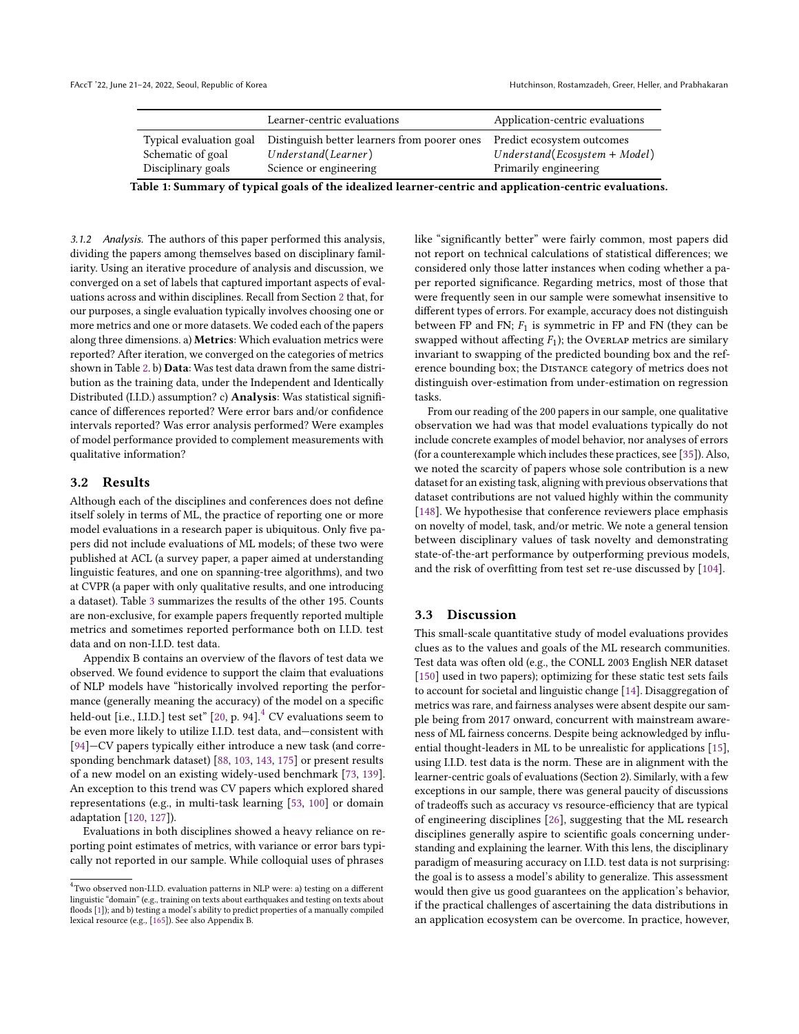|  | Learner-centric evaluations | Application-centric evaluations |
| --- | --- | --- |
| Typical evaluation goal | Distinguish better learners from poorer ones | Predict ecosystem outcomes |
| Schematic of goal | $Understand(Learner)$ | $Understand(Ecosystem + Model)$ |
| Disciplinary goals | Science or engineering | Primarily engineering |

**Table 1: Summary of typical goals of the idealized learner-centric and application-centric evaluations.**

*3.1.2 Analysis.* The authors of this paper performed this analysis, dividing the papers among themselves based on disciplinary familiarity. Using an iterative procedure of analysis and discussion, we converged on a set of labels that captured important aspects of evaluations across and within disciplines. Recall from Section 2 that, for our purposes, a single evaluation typically involves choosing one or more metrics and one or more datasets. We coded each of the papers along three dimensions. a) **Metrics**: Which evaluation metrics were reported? After iteration, we converged on the categories of metrics shown in Table 2. b) **Data**: Was test data drawn from the same distribution as the training data, under the Independent and Identically Distributed (I.I.D.) assumption? c) **Analysis**: Was statistical significance of differences reported? Were error bars and/or confidence intervals reported? Was error analysis performed? Were examples of model performance provided to complement measurements with qualitative information?

### 3.2 Results

Although each of the disciplines and conferences does not define itself solely in terms of ML, the practice of reporting one or more model evaluations in a research paper is ubiquitous. Only five papers did not include evaluations of ML models; of these two were published at ACL (a survey paper, a paper aimed at understanding linguistic features, and one on spanning-tree algorithms), and two at CVPR (a paper with only qualitative results, and one introducing a dataset). Table 3 summarizes the results of the other 195. Counts are non-exclusive, for example papers frequently reported multiple metrics and sometimes reported performance both on I.I.D. test data and on non-I.I.D. test data.

Appendix B contains an overview of the flavors of test data we observed. We found evidence to support the claim that evaluations of NLP models have "historically involved reporting the performance (generally meaning the accuracy) of the model on a specific held-out [i.e., I.I.D.] test set" [20, p. 94].[4] CV evaluations seem to be even more likely to utilize I.I.D. test data, and—consistent with [94]—CV papers typically either introduce a new task (and corresponding benchmark dataset) [88, 103, 143, 175] or present results of a new model on an existing widely-used benchmark [73, 139]. An exception to this trend was CV papers which explored shared representations (e.g., in multi-task learning [53, 100] or domain adaptation [120, 127]).

Evaluations in both disciplines showed a heavy reliance on reporting point estimates of metrics, with variance or error bars typically not reported in our sample. While colloquial uses of phrases like "significantly better" were fairly common, most papers did not report on technical calculations of statistical differences; we considered only those latter instances when coding whether a paper reported significance. Regarding metrics, most of those that were frequently seen in our sample were somewhat insensitive to different types of errors. For example, accuracy does not distinguish between FP and FN; $F_1$ is symmetric in FP and FN (they can be swapped without affecting $F_1$); the Overlap metrics are similary invariant to swapping of the predicted bounding box and the reference bounding box; the Distance category of metrics does not distinguish over-estimation from under-estimation on regression tasks.

From our reading of the 200 papers in our sample, one qualitative observation we had was that model evaluations typically do not include concrete examples of model behavior, nor analyses of errors (for a counterexample which includes these practices, see [35]). Also, we noted the scarcity of papers whose sole contribution is a new dataset for an existing task, aligning with previous observations that dataset contributions are not valued highly within the community [148]. We hypothesise that conference reviewers place emphasis on novelty of model, task, and/or metric. We note a general tension between disciplinary values of task novelty and demonstrating state-of-the-art performance by outperforming previous models, and the risk of overfitting from test set re-use discussed by [104].

### 3.3 Discussion

This small-scale quantitative study of model evaluations provides clues as to the values and goals of the ML research communities. Test data was often old (e.g., the CONLL 2003 English NER dataset [150] used in two papers); optimizing for these static test sets fails to account for societal and linguistic change [14]. Disaggregation of metrics was rare, and fairness analyses were absent despite our sample being from 2017 onward, concurrent with mainstream awareness of ML fairness concerns. Despite being acknowledged by influential thought-leaders in ML to be unrealistic for applications [15], using I.I.D. test data is the norm. These are in alignment with the learner-centric goals of evaluations (Section 2). Similarly, with a few exceptions in our sample, there was general paucity of discussions of tradeoffs such as accuracy vs resource-efficiency that are typical of engineering disciplines [26], suggesting that the ML research disciplines generally aspire to scientific goals concerning understanding and explaining the learner. With this lens, the disciplinary paradigm of measuring accuracy on I.I.D. test data is not surprising: the goal is to assess a model's ability to generalize. This assessment would then give us good guarantees on the application's behavior, if the practical challenges of ascertaining the data distributions in an application ecosystem can be overcome. In practice, however,

[4] Two observed non-I.I.D. evaluation patterns in NLP were: a) testing on a different linguistic "domain" (e.g., training on texts about earthquakes and testing on texts about floods [1]); and b) testing a model's ability to predict properties of a manually compiled lexical resource (e.g., [165]). See also Appendix B.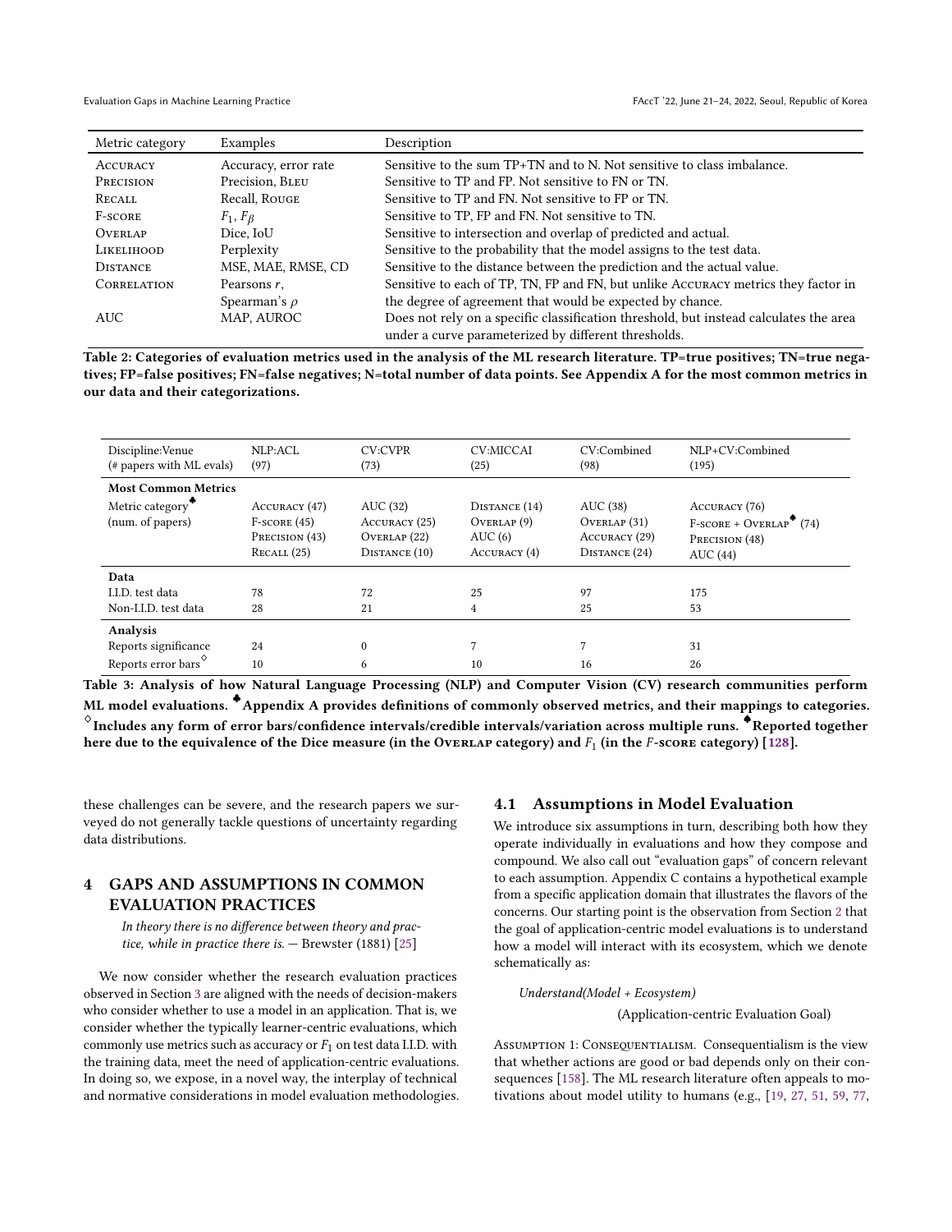| Metric category | Examples | Description |
|---|---|---|
| Accuracy | Accuracy, error rate | Sensitive to the sum TP+TN and to N. Not sensitive to class imbalance. |
| Precision | Precision, Bleu | Sensitive to TP and FP. Not sensitive to FN or TN. |
| Recall | Recall, Rouge | Sensitive to TP and FN. Not sensitive to FP or TN. |
| F-score | $F_1$, $F_\beta$ | Sensitive to TP, FP and FN. Not sensitive to TN. |
| Overlap | Dice, IoU | Sensitive to intersection and overlap of predicted and actual. |
| Likelihood | Perplexity | Sensitive to the probability that the model assigns to the test data. |
| Distance | MSE, MAE, RMSE, CD | Sensitive to the distance between the prediction and the actual value. |
| Correlation | Pearsons $r$, Spearman's $\rho$ | Sensitive to each of TP, TN, FP and FN, but unlike Accuracy metrics they factor in the degree of agreement that would be expected by chance. |
| AUC | MAP, AUROC | Does not rely on a specific classification threshold, but instead calculates the area under a curve parameterized by different thresholds. |

**Table 2: Categories of evaluation metrics used in the analysis of the ML research literature. TP=true positives; TN=true negatives; FP=false positives; FN=false negatives; N=total number of data points. See Appendix A for the most common metrics in our data and their categorizations.**

| Discipline:Venue (# papers with ML evals) | NLP:ACL (97) | CV:CVPR (73) | CV:MICCAI (25) | CV:Combined (98) | NLP+CV:Combined (195) |
|---|---|---|---|---|---|
| **Most Common Metrics** | | | | | |
| Metric category♣ (num. of papers) | Accuracy (47) F-score (45) Precision (43) Recall (25) | AUC (32) Accuracy (25) Overlap (22) Distance (10) | Distance (14) Overlap (9) AUC (6) Accuracy (4) | AUC (38) Overlap (31) Accuracy (29) Distance (24) | Accuracy (76) F-score + Overlap♠ (74) Precision (48) AUC (44) |
| **Data** | | | | | |
| I.I.D. test data | 78 | 72 | 25 | 97 | 175 |
| Non-I.I.D. test data | 28 | 21 | 4 | 25 | 53 |
| **Analysis** | | | | | |
| Reports significance | 24 | 0 | 7 | 7 | 31 |
| Reports error bars◇ | 10 | 6 | 10 | 16 | 26 |

**Table 3: Analysis of how Natural Language Processing (NLP) and Computer Vision (CV) research communities perform ML model evaluations. ♣Appendix A provides definitions of commonly observed metrics, and their mappings to categories. ◇Includes any form of error bars/confidence intervals/credible intervals/variation across multiple runs. ♠Reported together here due to the equivalence of the Dice measure (in the Overlap category) and $F_1$ (in the $F$-score category) [128].**

these challenges can be severe, and the research papers we surveyed do not generally tackle questions of uncertainty regarding data distributions.

## 4 GAPS AND ASSUMPTIONS IN COMMON EVALUATION PRACTICES

> *In theory there is no difference between theory and practice, while in practice there is.* — Brewster (1881) [25]

We now consider whether the research evaluation practices observed in Section 3 are aligned with the needs of decision-makers who consider whether to use a model in an application. That is, we consider whether the typically learner-centric evaluations, which commonly use metrics such as accuracy or $F_1$ on test data I.I.D. with the training data, meet the need of application-centric evaluations. In doing so, we expose, in a novel way, the interplay of technical and normative considerations in model evaluation methodologies.

### 4.1 Assumptions in Model Evaluation

We introduce six assumptions in turn, describing both how they operate individually in evaluations and how they compose and compound. We also call out "evaluation gaps" of concern relevant to each assumption. Appendix C contains a hypothetical example from a specific application domain that illustrates the flavors of the concerns. Our starting point is the observation from Section 2 that the goal of application-centric model evaluations is to understand how a model will interact with its ecosystem, which we denote schematically as:

*Understand(Model + Ecosystem)*

(Application-centric Evaluation Goal)

Assumption 1: Consequentialism. Consequentialism is the view that whether actions are good or bad depends only on their consequences [158]. The ML research literature often appeals to motivations about model utility to humans (e.g., [19, 27, 51, 59, 77,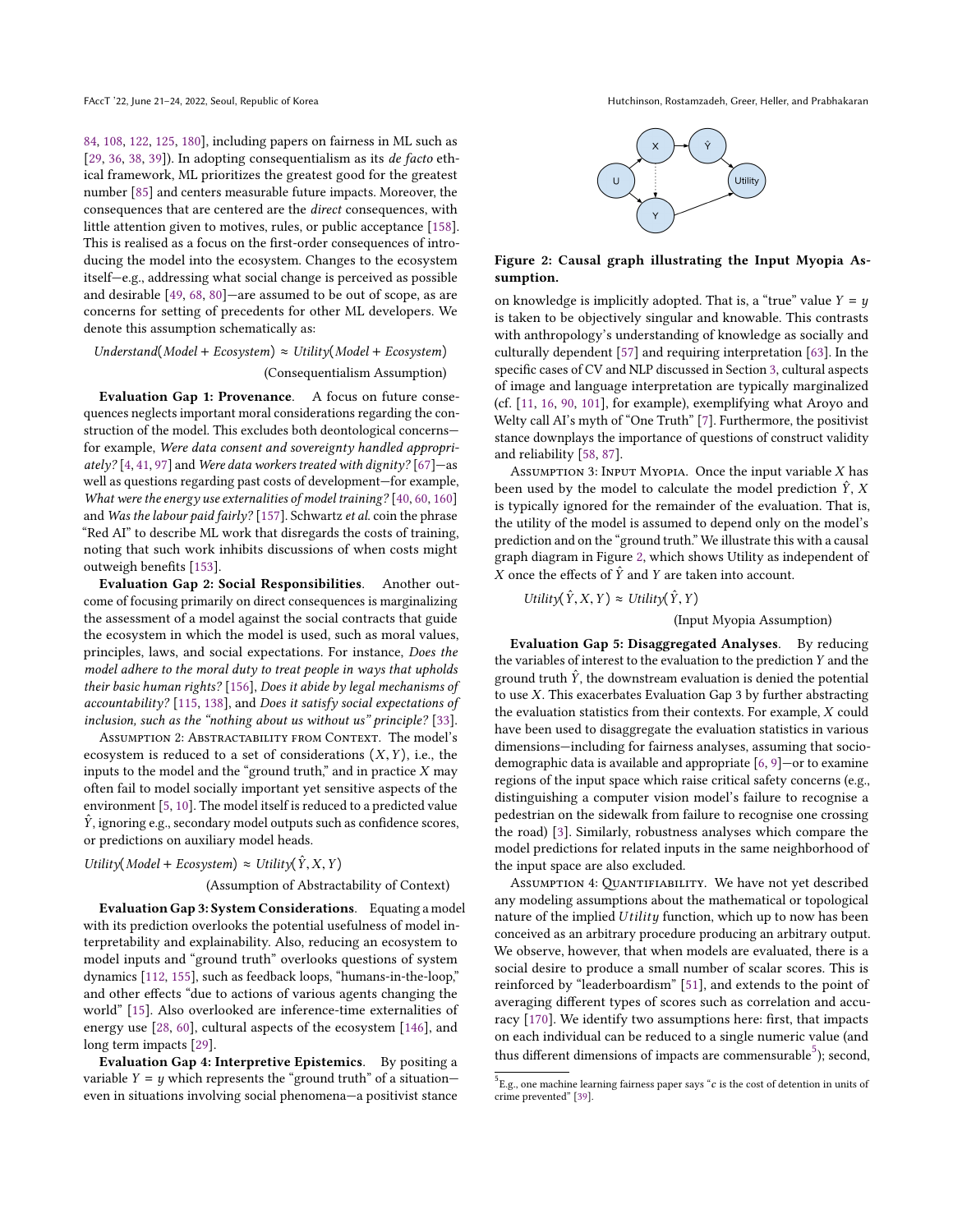84, 108, 122, 125, 180], including papers on fairness in ML such as [29, 36, 38, 39]). In adopting consequentialism as its *de facto* ethical framework, ML prioritizes the greatest good for the greatest number [85] and centers measurable future impacts. Moreover, the consequences that are centered are the *direct* consequences, with little attention given to motives, rules, or public acceptance [158]. This is realised as a focus on the first-order consequences of introducing the model into the ecosystem. Changes to the ecosystem itself—e.g., addressing what social change is perceived as possible and desirable [49, 68, 80]—are assumed to be out of scope, as are concerns for setting of precedents for other ML developers. We denote this assumption schematically as:

$$Understand(Model + Ecosystem) \approx Utility(Model + Ecosystem)$$

(Consequentialism Assumption)

**Evaluation Gap 1: Provenance**. A focus on future consequences neglects important moral considerations regarding the construction of the model. This excludes both deontological concerns—for example, *Were data consent and sovereignty handled appropriately?* [4, 41, 97] and *Were data workers treated with dignity?* [67]—as well as questions regarding past costs of development—for example, *What were the energy use externalities of model training?* [40, 60, 160] and *Was the labour paid fairly?* [157]. Schwartz *et al.* coin the phrase "Red AI" to describe ML work that disregards the costs of training, noting that such work inhibits discussions of when costs might outweigh benefits [153].

**Evaluation Gap 2: Social Responsibilities**. Another outcome of focusing primarily on direct consequences is marginalizing the assessment of a model against the social contracts that guide the ecosystem in which the model is used, such as moral values, principles, laws, and social expectations. For instance, *Does the model adhere to the moral duty to treat people in ways that upholds their basic human rights?* [156], *Does it abide by legal mechanisms of accountability?* [115, 138], and *Does it satisfy social expectations of inclusion, such as the "nothing about us without us" principle?* [33].

Assumption 2: Abstractability from Context. The model's ecosystem is reduced to a set of considerations $(X, Y)$, i.e., the inputs to the model and the "ground truth," and in practice $X$ may often fail to model socially important yet sensitive aspects of the environment [5, 10]. The model itself is reduced to a predicted value $\hat{Y}$, ignoring e.g., secondary model outputs such as confidence scores, or predictions on auxiliary model heads.

$$Utility(Model + Ecosystem) \approx Utility(\hat{Y}, X, Y)$$

(Assumption of Abstractability of Context)

**Evaluation Gap 3: System Considerations**. Equating a model with its prediction overlooks the potential usefulness of model interpretability and explainability. Also, reducing an ecosystem to model inputs and "ground truth" overlooks questions of system dynamics [112, 155], such as feedback loops, "humans-in-the-loop," and other effects "due to actions of various agents changing the world" [15]. Also overlooked are inference-time externalities of energy use [28, 60], cultural aspects of the ecosystem [146], and long term impacts [29].

**Evaluation Gap 4: Interpretive Epistemics**. By positing a variable $Y = y$ which represents the "ground truth" of a situation—even in situations involving social phenomena—a positivist stance on knowledge is implicitly adopted. That is, a "true" value $Y = y$ is taken to be objectively singular and knowable. This contrasts with anthropology's understanding of knowledge as socially and culturally dependent [57] and requiring interpretation [63]. In the specific cases of CV and NLP discussed in Section 3, cultural aspects of image and language interpretation are typically marginalized (cf. [11, 16, 90, 101], for example), exemplifying what Aroyo and Welty call AI's myth of "One Truth" [7]. Furthermore, the positivist stance downplays the importance of questions of construct validity and reliability [58, 87].

Figure 2: Causal graph illustrating the Input Myopia Assumption.

Assumption 3: Input Myopia. Once the input variable $X$ has been used by the model to calculate the model prediction $\hat{Y}$, $X$ is typically ignored for the remainder of the evaluation. That is, the utility of the model is assumed to depend only on the model's prediction and on the "ground truth." We illustrate this with a causal graph diagram in Figure 2, which shows Utility as independent of $X$ once the effects of $\hat{Y}$ and $Y$ are taken into account.

$$Utility(\hat{Y}, X, Y) \approx Utility(\hat{Y}, Y)$$

(Input Myopia Assumption)

**Evaluation Gap 5: Disaggregated Analyses**. By reducing the variables of interest to the evaluation to the prediction $Y$ and the ground truth $\hat{Y}$, the downstream evaluation is denied the potential to use $X$. This exacerbates Evaluation Gap 3 by further abstracting the evaluation statistics from their contexts. For example, $X$ could have been used to disaggregate the evaluation statistics in various dimensions—including for fairness analyses, assuming that sociodemographic data is available and appropriate [6, 9]—or to examine regions of the input space which raise critical safety concerns (e.g., distinguishing a computer vision model's failure to recognise a pedestrian on the sidewalk from failure to recognise one crossing the road) [3]. Similarly, robustness analyses which compare the model predictions for related inputs in the same neighborhood of the input space are also excluded.

Assumption 4: Quantifiability. We have not yet described any modeling assumptions about the mathematical or topological nature of the implied $Utility$ function, which up to now has been conceived as an arbitrary procedure producing an arbitrary output. We observe, however, that when models are evaluated, there is a social desire to produce a small number of scalar scores. This is reinforced by "leaderboardism" [51], and extends to the point of averaging different types of scores such as correlation and accuracy [170]. We identify two assumptions here: first, that impacts on each individual can be reduced to a single numeric value (and thus different dimensions of impacts are commensurable[5]); second,

[5] E.g., one machine learning fairness paper says "$c$ is the cost of detention in units of crime prevented" [39].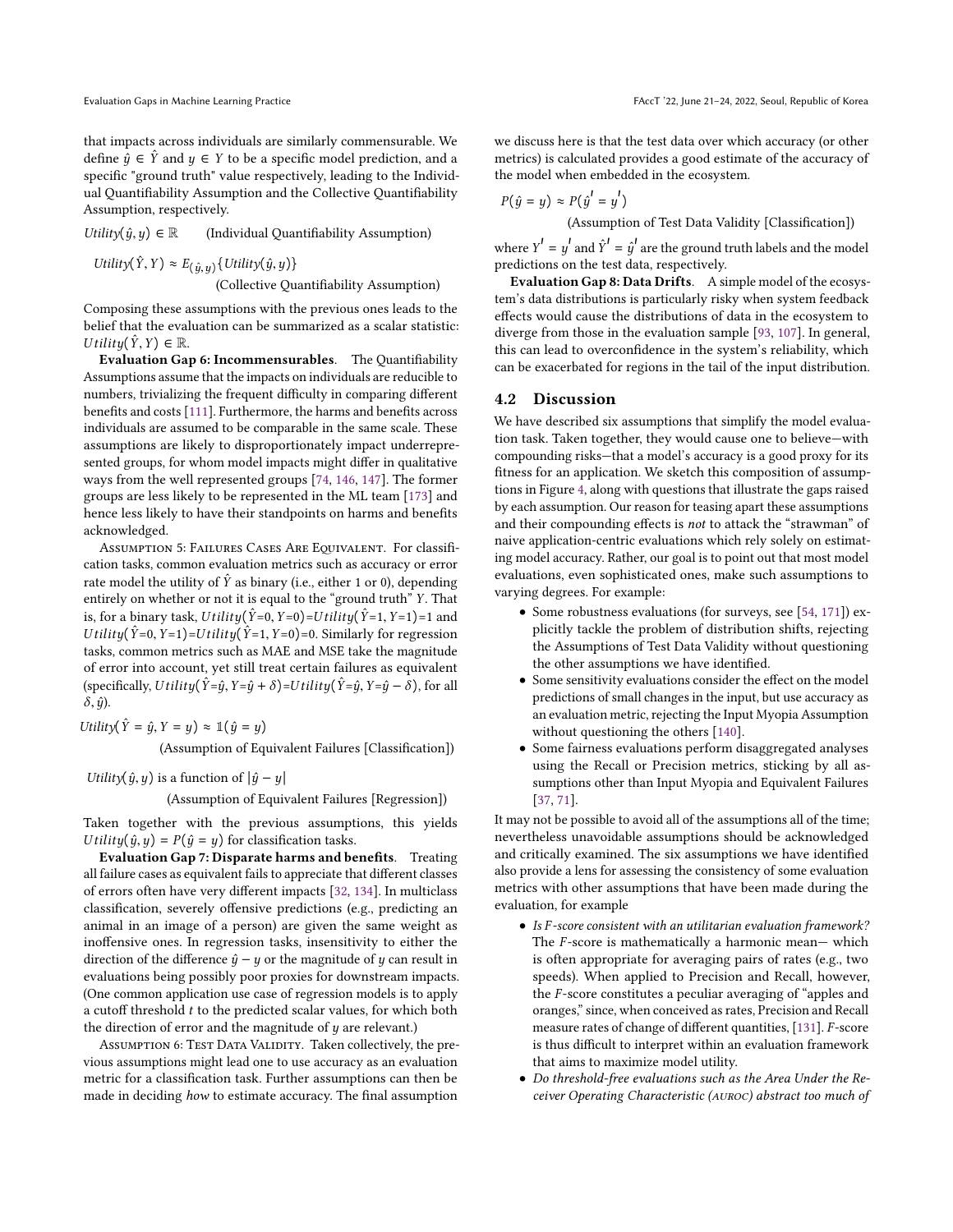that impacts across individuals are similarly commensurable. We define $\hat{y} \in \hat{Y}$ and $y \in Y$ to be a specific model prediction, and a specific "ground truth" value respectively, leading to the Individual Quantifiability Assumption and the Collective Quantifiability Assumption, respectively.

$$Utility(\hat{y}, y) \in \mathbb{R} \qquad \text{(Individual Quantifiability Assumption)}$$

$$Utility(\hat{Y}, Y) \approx E_{(\hat{y},y)}\{Utility(\hat{y}, y)\}$$

(Collective Quantifiability Assumption)

Composing these assumptions with the previous ones leads to the belief that the evaluation can be summarized as a scalar statistic: $Utility(\hat{Y}, Y) \in \mathbb{R}$.

**Evaluation Gap 6: Incommensurables**. The Quantifiability Assumptions assume that the impacts on individuals are reducible to numbers, trivializing the frequent difficulty in comparing different benefits and costs [111]. Furthermore, the harms and benefits across individuals are assumed to be comparable in the same scale. These assumptions are likely to disproportionately impact underrepresented groups, for whom model impacts might differ in qualitative ways from the well represented groups [74, 146, 147]. The former groups are less likely to be represented in the ML team [173] and hence less likely to have their standpoints on harms and benefits acknowledged.

Assumption 5: Failures Cases Are Equivalent. For classification tasks, common evaluation metrics such as accuracy or error rate model the utility of $\hat{Y}$ as binary (i.e., either 1 or 0), depending entirely on whether or not it is equal to the "ground truth" $Y$. That is, for a binary task, $Utility(\hat{Y}{=}0, Y{=}0){=}Utility(\hat{Y}{=}1, Y{=}1){=}1$ and $Utility(\hat{Y}{=}0, Y{=}1){=}Utility(\hat{Y}{=}1, Y{=}0){=}0$. Similarly for regression tasks, common metrics such as MAE and MSE take the magnitude of error into account, yet still treat certain failures as equivalent (specifically, $Utility(\hat{Y}{=}\hat{y}, Y{=}\hat{y}+\delta){=}Utility(\hat{Y}{=}\hat{y}, Y{=}\hat{y}-\delta)$, for all $\delta, \hat{y}$).

$$Utility(\hat{Y} = \hat{y}, Y = y) \approx \mathbb{1}(\hat{y} = y)$$

(Assumption of Equivalent Failures [Classification])

$$Utility(\hat{y}, y) \text{ is a function of } |\hat{y} - y|$$

(Assumption of Equivalent Failures [Regression])

Taken together with the previous assumptions, this yields $Utility(\hat{y}, y) = P(\hat{y} = y)$ for classification tasks.

**Evaluation Gap 7: Disparate harms and benefits**. Treating all failure cases as equivalent fails to appreciate that different classes of errors often have very different impacts [32, 134]. In multiclass classification, severely offensive predictions (e.g., predicting an animal in an image of a person) are given the same weight as inoffensive ones. In regression tasks, insensitivity to either the direction of the difference $\hat{y} - y$ or the magnitude of $y$ can result in evaluations being possibly poor proxies for downstream impacts. (One common application use case of regression models is to apply a cutoff threshold $t$ to the predicted scalar values, for which both the direction of error and the magnitude of $y$ are relevant.)

Assumption 6: Test Data Validity. Taken collectively, the previous assumptions might lead one to use accuracy as an evaluation metric for a classification task. Further assumptions can then be made in deciding *how* to estimate accuracy. The final assumption we discuss here is that the test data over which accuracy (or other metrics) is calculated provides a good estimate of the accuracy of the model when embedded in the ecosystem.

$$P(\hat{y} = y) \approx P(\hat{y}' = y')$$

(Assumption of Test Data Validity [Classification])

where $Y' = y'$ and $\hat{Y}' = \hat{y}'$ are the ground truth labels and the model predictions on the test data, respectively.

**Evaluation Gap 8: Data Drifts**. A simple model of the ecosystem's data distributions is particularly risky when system feedback effects would cause the distributions of data in the ecosystem to diverge from those in the evaluation sample [93, 107]. In general, this can lead to overconfidence in the system's reliability, which can be exacerbated for regions in the tail of the input distribution.

## 4.2 Discussion

We have described six assumptions that simplify the model evaluation task. Taken together, they would cause one to believe—with compounding risks—that a model's accuracy is a good proxy for its fitness for an application. We sketch this composition of assumptions in Figure 4, along with questions that illustrate the gaps raised by each assumption. Our reason for teasing apart these assumptions and their compounding effects is *not* to attack the "strawman" of naive application-centric evaluations which rely solely on estimating model accuracy. Rather, our goal is to point out that most model evaluations, even sophisticated ones, make such assumptions to varying degrees. For example:

- Some robustness evaluations (for surveys, see [54, 171]) explicitly tackle the problem of distribution shifts, rejecting the Assumptions of Test Data Validity without questioning the other assumptions we have identified.
- Some sensitivity evaluations consider the effect on the model predictions of small changes in the input, but use accuracy as an evaluation metric, rejecting the Input Myopia Assumption without questioning the others [140].
- Some fairness evaluations perform disaggregated analyses using the Recall or Precision metrics, sticking by all assumptions other than Input Myopia and Equivalent Failures [37, 71].

It may not be possible to avoid all of the assumptions all of the time; nevertheless unavoidable assumptions should be acknowledged and critically examined. The six assumptions we have identified also provide a lens for assessing the consistency of some evaluation metrics with other assumptions that have been made during the evaluation, for example

- *Is F-score consistent with an utilitarian evaluation framework?* The *F*-score is mathematically a harmonic mean— which is often appropriate for averaging pairs of rates (e.g., two speeds). When applied to Precision and Recall, however, the *F*-score constitutes a peculiar averaging of "apples and oranges," since, when conceived as rates, Precision and Recall measure rates of change of different quantities, [131]. *F*-score is thus difficult to interpret within an evaluation framework that aims to maximize model utility.
- *Do threshold-free evaluations such as the Area Under the Receiver Operating Characteristic (AUROC) abstract too much of*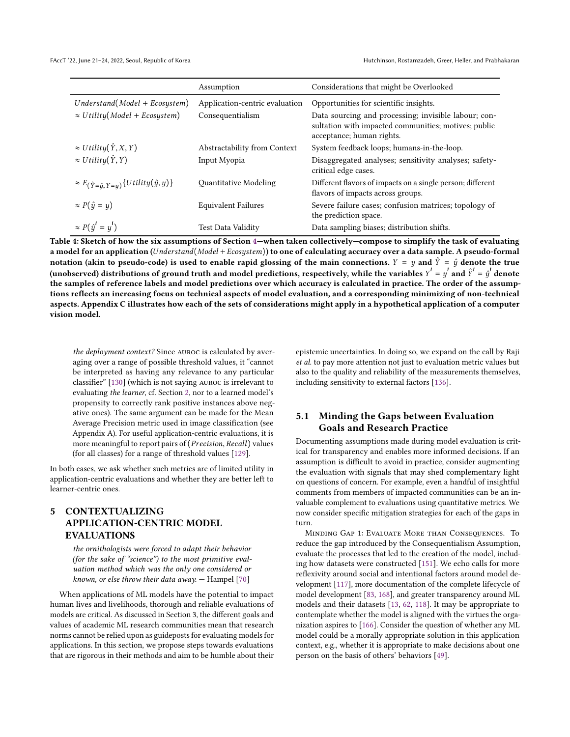| | Assumption | Considerations that might be Overlooked |
|---|---|---|
| $Understand(Model + Ecosystem)$ | Application-centric evaluation | Opportunities for scientific insights. |
| $\approx Utility(Model + Ecosystem)$ | Consequentialism | Data sourcing and processing; invisible labour; consultation with impacted communities; motives; public acceptance; human rights. |
| $\approx Utility(\hat{Y}, X, Y)$ | Abstractability from Context | System feedback loops; humans-in-the-loop. |
| $\approx Utility(\hat{Y}, Y)$ | Input Myopia | Disaggregated analyses; sensitivity analyses; safety-critical edge cases. |
| $\approx E_{(\hat{Y}=\hat{y}, Y=y)}\{Utility(\hat{y}, y)\}$ | Quantitative Modeling | Different flavors of impacts on a single person; different flavors of impacts across groups. |
| $\approx P(\hat{y} = y)$ | Equivalent Failures | Severe failure cases; confusion matrices; topology of the prediction space. |
| $\approx P(\hat{y}^{I} = y^{I})$ | Test Data Validity | Data sampling biases; distribution shifts. |

**Table 4: Sketch of how the six assumptions of Section 4—when taken collectively—compose to simplify the task of evaluating a model for an application ($Understand(Model + Ecosystem)$) to one of calculating accuracy over a data sample. A pseudo-formal notation (akin to pseudo-code) is used to enable rapid glossing of the main connections. $Y = y$ and $\hat{Y} = \hat{y}$ denote the true (unobserved) distributions of ground truth and model predictions, respectively, while the variables $Y^{I} = y^{I}$ and $\hat{Y}^{I} = \hat{y}^{I}$ denote the samples of reference labels and model predictions over which accuracy is calculated in practice. The order of the assumptions reflects an increasing focus on technical aspects of model evaluation, and a corresponding minimizing of non-technical aspects. Appendix C illustrates how each of the sets of considerations might apply in a hypothetical application of a computer vision model.**

*the deployment context?* Since AUROC is calculated by averaging over a range of possible threshold values, it "cannot be interpreted as having any relevance to any particular classifier" [130] (which is not saying AUROC is irrelevant to evaluating *the learner*, cf. Section 2, nor to a learned model's propensity to correctly rank positive instances above negative ones). The same argument can be made for the Mean Average Precision metric used in image classification (see Appendix A). For useful application-centric evaluations, it is more meaningful to report pairs of $(Precision, Recall)$ values (for all classes) for a range of threshold values [129].

In both cases, we ask whether such metrics are of limited utility in application-centric evaluations and whether they are better left to learner-centric ones.

# 5 CONTEXTUALIZING APPLICATION-CENTRIC MODEL EVALUATIONS

> *the ornithologists were forced to adapt their behavior (for the sake of "science") to the most primitive evaluation method which was the only one considered or known, or else throw their data away.* — Hampel [70]

When applications of ML models have the potential to impact human lives and livelihoods, thorough and reliable evaluations of models are critical. As discussed in Section 3, the different goals and values of academic ML research communities mean that research norms cannot be relied upon as guideposts for evaluating models for applications. In this section, we propose steps towards evaluations that are rigorous in their methods and aim to be humble about their epistemic uncertainties. In doing so, we expand on the call by Raji *et al.* to pay more attention not just to evaluation metric values but also to the quality and reliability of the measurements themselves, including sensitivity to external factors [136].

## 5.1 Minding the Gaps between Evaluation Goals and Research Practice

Documenting assumptions made during model evaluation is critical for transparency and enables more informed decisions. If an assumption is difficult to avoid in practice, consider augmenting the evaluation with signals that may shed complementary light on questions of concern. For example, even a handful of insightful comments from members of impacted communities can be an invaluable complement to evaluations using quantitative metrics. We now consider specific mitigation strategies for each of the gaps in turn.

MINDING GAP 1: EVALUATE MORE THAN CONSEQUENCES. To reduce the gap introduced by the Consequentialism Assumption, evaluate the processes that led to the creation of the model, including how datasets were constructed [151]. We echo calls for more reflexivity around social and intentional factors around model development [117], more documentation of the complete lifecycle of model development [83, 168], and greater transparency around ML models and their datasets [13, 62, 118]. It may be appropriate to contemplate whether the model is aligned with the virtues the organization aspires to [166]. Consider the question of whether any ML model could be a morally appropriate solution in this application context, e.g., whether it is appropriate to make decisions about one person on the basis of others' behaviors [49].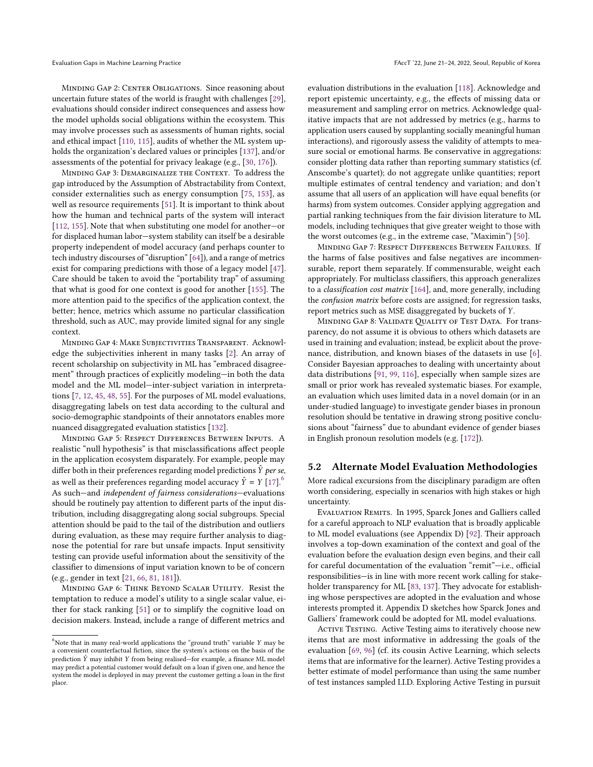Minding Gap 2: Center Obligations. Since reasoning about uncertain future states of the world is fraught with challenges [29], evaluations should consider indirect consequences and assess how the model upholds social obligations within the ecosystem. This may involve processes such as assessments of human rights, social and ethical impact [110, 115], audits of whether the ML system upholds the organization's declared values or principles [137], and/or assessments of the potential for privacy leakage (e.g., [30, 176]).

Minding Gap 3: Demarginalize the Context. To address the gap introduced by the Assumption of Abstractability from Context, consider externalities such as energy consumption [75, 153], as well as resource requirements [51]. It is important to think about how the human and technical parts of the system will interact [112, 155]. Note that when substituting one model for another—or for displaced human labor—system stability can itself be a desirable property independent of model accuracy (and perhaps counter to tech industry discourses of "disruption" [64]), and a range of metrics exist for comparing predictions with those of a legacy model [47]. Care should be taken to avoid the "portability trap" of assuming that what is good for one context is good for another [155]. The more attention paid to the specifics of the application context, the better; hence, metrics which assume no particular classification threshold, such as AUC, may provide limited signal for any single context.

Minding Gap 4: Make Subjectivities Transparent. Acknowledge the subjectivities inherent in many tasks [2]. An array of recent scholarship on subjectivity in ML has "embraced disagreement" through practices of explicitly modeling—in both the data model and the ML model—inter-subject variation in interpretations [7, 12, 45, 48, 55]. For the purposes of ML model evaluations, disaggregating labels on test data according to the cultural and socio-demographic standpoints of their annotators enables more nuanced disaggregated evaluation statistics [132].

Minding Gap 5: Respect Differences Between Inputs. A realistic "null hypothesis" is that misclassifications affect people in the application ecosystem disparately. For example, people may differ both in their preferences regarding model predictions $\hat{Y}$ *per se*, as well as their preferences regarding model accuracy $\hat{Y} = Y$ [17].[6] As such—and *independent of fairness considerations*—evaluations should be routinely pay attention to different parts of the input distribution, including disaggregating along social subgroups. Special attention should be paid to the tail of the distribution and outliers during evaluation, as these may require further analysis to diagnose the potential for rare but unsafe impacts. Input sensitivity testing can provide useful information about the sensitivity of the classifier to dimensions of input variation known to be of concern (e.g., gender in text [21, 66, 81, 181]).

Minding Gap 6: Think Beyond Scalar Utility. Resist the temptation to reduce a model's utility to a single scalar value, either for stack ranking [51] or to simplify the cognitive load on decision makers. Instead, include a range of different metrics and evaluation distributions in the evaluation [118]. Acknowledge and report epistemic uncertainty, e.g., the effects of missing data or measurement and sampling error on metrics. Acknowledge qualitative impacts that are not addressed by metrics (e.g., harms to application users caused by supplanting socially meaningful human interactions), and rigorously assess the validity of attempts to measure social or emotional harms. Be conservative in aggregations: consider plotting data rather than reporting summary statistics (cf. Anscombe's quartet); do not aggregate unlike quantities; report multiple estimates of central tendency and variation; and don't assume that all users of an application will have equal benefits (or harms) from system outcomes. Consider applying aggregation and partial ranking techniques from the fair division literature to ML models, including techniques that give greater weight to those with the worst outcomes (e.g., in the extreme case, "Maximin") [50].

Minding Gap 7: Respect Differences Between Failures. If the harms of false positives and false negatives are incommensurable, report them separately. If commensurable, weight each appropriately. For multiclass classifiers, this approach generalizes to a *classification cost matrix* [164], and, more generally, including the *confusion matrix* before costs are assigned; for regression tasks, report metrics such as MSE disaggregated by buckets of $Y$.

Minding Gap 8: Validate Quality of Test Data. For transparency, do not assume it is obvious to others which datasets are used in training and evaluation; instead, be explicit about the provenance, distribution, and known biases of the datasets in use [6]. Consider Bayesian approaches to dealing with uncertainty about data distributions [91, 99, 116], especially when sample sizes are small or prior work has revealed systematic biases. For example, an evaluation which uses limited data in a novel domain (or in an under-studied language) to investigate gender biases in pronoun resolution should be tentative in drawing strong positive conclusions about "fairness" due to abundant evidence of gender biases in English pronoun resolution models (e.g. [172]).

## 5.2 Alternate Model Evaluation Methodologies

More radical excursions from the disciplinary paradigm are often worth considering, especially in scenarios with high stakes or high uncertainty.

Evaluation Remits. In 1995, Sparck Jones and Galliers called for a careful approach to NLP evaluation that is broadly applicable to ML model evaluations (see Appendix D) [92]. Their approach involves a top-down examination of the context and goal of the evaluation before the evaluation design even begins, and their call for careful documentation of the evaluation "remit"—i.e., official responsibilities—is in line with more recent work calling for stakeholder transparency for ML [83, 137]. They advocate for establishing whose perspectives are adopted in the evaluation and whose interests prompted it. Appendix D sketches how Sparck Jones and Galliers' framework could be adopted for ML model evaluations.

Active Testing. Active Testing aims to iteratively choose new items that are most informative in addressing the goals of the evaluation [69, 96] (cf. its cousin Active Learning, which selects items that are informative for the learner). Active Testing provides a better estimate of model performance than using the same number of test instances sampled I.I.D. Exploring Active Testing in pursuit

[6] Note that in many real-world applications the "ground truth" variable $Y$ may be a convenient counterfactual fiction, since the system's actions on the basis of the prediction $\hat{Y}$ may inhibit $Y$ from being realised—for example, a finance ML model may predict a potential customer would default on a loan if given one, and hence the system the model is deployed in may prevent the customer getting a loan in the first place.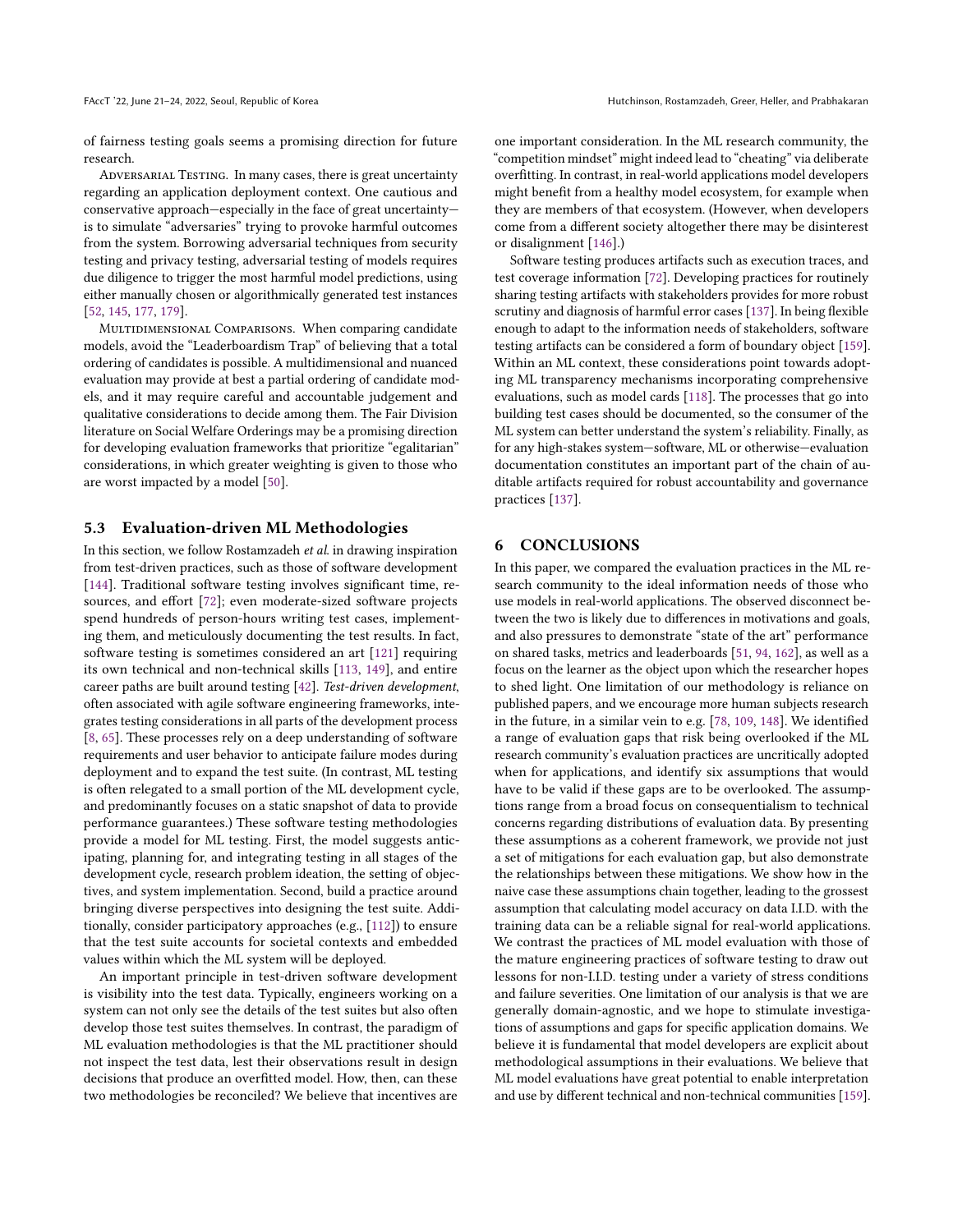of fairness testing goals seems a promising direction for future research.

Adversarial Testing. In many cases, there is great uncertainty regarding an application deployment context. One cautious and conservative approach—especially in the face of great uncertainty—is to simulate "adversaries" trying to provoke harmful outcomes from the system. Borrowing adversarial techniques from security testing and privacy testing, adversarial testing of models requires due diligence to trigger the most harmful model predictions, using either manually chosen or algorithmically generated test instances [52, 145, 177, 179].

Multidimensional Comparisons. When comparing candidate models, avoid the "Leaderboardism Trap" of believing that a total ordering of candidates is possible. A multidimensional and nuanced evaluation may provide at best a partial ordering of candidate models, and it may require careful and accountable judgement and qualitative considerations to decide among them. The Fair Division literature on Social Welfare Orderings may be a promising direction for developing evaluation frameworks that prioritize "egalitarian" considerations, in which greater weighting is given to those who are worst impacted by a model [50].

### 5.3 Evaluation-driven ML Methodologies

In this section, we follow Rostamzadeh *et al.* in drawing inspiration from test-driven practices, such as those of software development [144]. Traditional software testing involves significant time, resources, and effort [72]; even moderate-sized software projects spend hundreds of person-hours writing test cases, implementing them, and meticulously documenting the test results. In fact, software testing is sometimes considered an art [121] requiring its own technical and non-technical skills [113, 149], and entire career paths are built around testing [42]. *Test-driven development*, often associated with agile software engineering frameworks, integrates testing considerations in all parts of the development process [8, 65]. These processes rely on a deep understanding of software requirements and user behavior to anticipate failure modes during deployment and to expand the test suite. (In contrast, ML testing is often relegated to a small portion of the ML development cycle, and predominantly focuses on a static snapshot of data to provide performance guarantees.) These software testing methodologies provide a model for ML testing. First, the model suggests anticipating, planning for, and integrating testing in all stages of the development cycle, research problem ideation, the setting of objectives, and system implementation. Second, build a practice around bringing diverse perspectives into designing the test suite. Additionally, consider participatory approaches (e.g., [112]) to ensure that the test suite accounts for societal contexts and embedded values within which the ML system will be deployed.

An important principle in test-driven software development is visibility into the test data. Typically, engineers working on a system can not only see the details of the test suites but also often develop those test suites themselves. In contrast, the paradigm of ML evaluation methodologies is that the ML practitioner should not inspect the test data, lest their observations result in design decisions that produce an overfitted model. How, then, can these two methodologies be reconciled? We believe that incentives are one important consideration. In the ML research community, the "competition mindset" might indeed lead to "cheating" via deliberate overfitting. In contrast, in real-world applications model developers might benefit from a healthy model ecosystem, for example when they are members of that ecosystem. (However, when developers come from a different society altogether there may be disinterest or disalignment [146].)

Software testing produces artifacts such as execution traces, and test coverage information [72]. Developing practices for routinely sharing testing artifacts with stakeholders provides for more robust scrutiny and diagnosis of harmful error cases [137]. In being flexible enough to adapt to the information needs of stakeholders, software testing artifacts can be considered a form of boundary object [159]. Within an ML context, these considerations point towards adopting ML transparency mechanisms incorporating comprehensive evaluations, such as model cards [118]. The processes that go into building test cases should be documented, so the consumer of the ML system can better understand the system's reliability. Finally, as for any high-stakes system—software, ML or otherwise—evaluation documentation constitutes an important part of the chain of auditable artifacts required for robust accountability and governance practices [137].

## 6 CONCLUSIONS

In this paper, we compared the evaluation practices in the ML research community to the ideal information needs of those who use models in real-world applications. The observed disconnect between the two is likely due to differences in motivations and goals, and also pressures to demonstrate "state of the art" performance on shared tasks, metrics and leaderboards [51, 94, 162], as well as a focus on the learner as the object upon which the researcher hopes to shed light. One limitation of our methodology is reliance on published papers, and we encourage more human subjects research in the future, in a similar vein to e.g. [78, 109, 148]. We identified a range of evaluation gaps that risk being overlooked if the ML research community's evaluation practices are uncritically adopted when for applications, and identify six assumptions that would have to be valid if these gaps are to be overlooked. The assumptions range from a broad focus on consequentialism to technical concerns regarding distributions of evaluation data. By presenting these assumptions as a coherent framework, we provide not just a set of mitigations for each evaluation gap, but also demonstrate the relationships between these mitigations. We show how in the naive case these assumptions chain together, leading to the grossest assumption that calculating model accuracy on data I.I.D. with the training data can be a reliable signal for real-world applications. We contrast the practices of ML model evaluation with those of the mature engineering practices of software testing to draw out lessons for non-I.I.D. testing under a variety of stress conditions and failure severities. One limitation of our analysis is that we are generally domain-agnostic, and we hope to stimulate investigations of assumptions and gaps for specific application domains. We believe it is fundamental that model developers are explicit about methodological assumptions in their evaluations. We believe that ML model evaluations have great potential to enable interpretation and use by different technical and non-technical communities [159].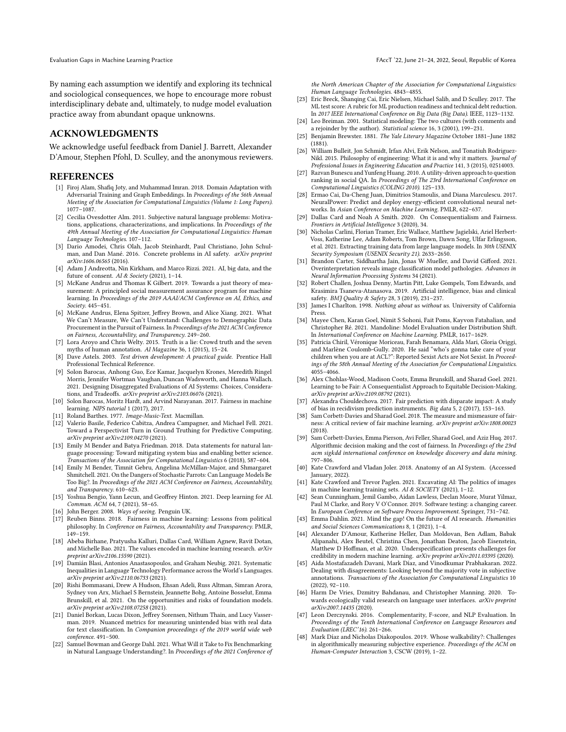By naming each assumption we identify and exploring its technical and sociological consequences, we hope to encourage more robust interdisciplinary debate and, ultimately, to nudge model evaluation practice away from abundant opaque unknowns.

## ACKNOWLEDGMENTS

We acknowledge useful feedback from Daniel J. Barrett, Alexander D'Amour, Stephen Pfohl, D. Sculley, and the anonymous reviewers.

## REFERENCES

- [1] Firoj Alam, Shafiq Joty, and Muhammad Imran. 2018. Domain Adaptation with Adversarial Training and Graph Embeddings. In *Proceedings of the 56th Annual Meeting of the Association for Computational Linguistics (Volume 1: Long Papers)*. 1077–1087.
- [2] Cecilia Ovesdotter Alm. 2011. Subjective natural language problems: Motivations, applications, characterizations, and implications. In *Proceedings of the 49th Annual Meeting of the Association for Computational Linguistics: Human Language Technologies*. 107–112.
- [3] Dario Amodei, Chris Olah, Jacob Steinhardt, Paul Christiano, John Schulman, and Dan Mané. 2016. Concrete problems in AI safety. *arXiv preprint arXiv:1606.06565* (2016).
- [4] Adam J Andreotta, Nin Kirkham, and Marco Rizzi. 2021. AI, big data, and the future of consent. *AI & Society* (2021), 1–14.
- [5] McKane Andrus and Thomas K Gilbert. 2019. Towards a just theory of measurement: A principled social measurement assurance program for machine learning. In *Proceedings of the 2019 AAAI/ACM Conference on AI, Ethics, and Society*. 445–451.
- [6] McKane Andrus, Elena Spitzer, Jeffrey Brown, and Alice Xiang. 2021. What We Can't Measure, We Can't Understand: Challenges to Demographic Data Procurement in the Pursuit of Fairness. In *Proceedings of the 2021 ACM Conference on Fairness, Accountability, and Transparency*. 249–260.
- [7] Lora Aroyo and Chris Welty. 2015. Truth is a lie: Crowd truth and the seven myths of human annotation. *AI Magazine* 36, 1 (2015), 15–24.
- [8] Dave Astels. 2003. *Test driven development: A practical guide*. Prentice Hall Professional Technical Reference.
- [9] Solon Barocas, Anhong Guo, Ece Kamar, Jacquelyn Krones, Meredith Ringel Morris, Jennifer Wortman Vaughan, Duncan Wadsworth, and Hanna Wallach. 2021. Designing Disaggregated Evaluations of AI Systems: Choices, Considerations, and Tradeoffs. *arXiv preprint arXiv:2103.06076* (2021).
- [10] Solon Barocas, Moritz Hardt, and Arvind Narayanan. 2017. Fairness in machine learning. *NIPS tutorial* 1 (2017), 2017.
- [11] Roland Barthes. 1977. *Image-Music-Text*. Macmillan.
- [12] Valerio Basile, Federico Cabitza, Andrea Campagner, and Michael Fell. 2021. Toward a Perspectivist Turn in Ground Truthing for Predictive Computing. *arXiv preprint arXiv:2109.04270* (2021).
- [13] Emily M Bender and Batya Friedman. 2018. Data statements for natural language processing: Toward mitigating system bias and enabling better science. *Transactions of the Association for Computational Linguistics* 6 (2018), 587–604.
- [14] Emily M Bender, Timnit Gebru, Angelina McMillan-Major, and Shmargaret Shmitchell. 2021. On the Dangers of Stochastic Parrots: Can Language Models Be Too Big?. In *Proceedings of the 2021 ACM Conference on Fairness, Accountability, and Transparency*. 610–623.
- [15] Yoshua Bengio, Yann Lecun, and Geoffrey Hinton. 2021. Deep learning for AI. *Commun. ACM* 64, 7 (2021), 58–65.
- [16] John Berger. 2008. *Ways of seeing*. Penguin UK.
- [17] Reuben Binns. 2018. Fairness in machine learning: Lessons from political philosophy. In *Conference on Fairness, Accountability and Transparency*. PMLR, 149–159.
- [18] Abeba Birhane, Pratyusha Kalluri, Dallas Card, William Agnew, Ravit Dotan, and Michelle Bao. 2021. The values encoded in machine learning research. *arXiv preprint arXiv:2106.15590* (2021).
- [19] Damián Blasi, Antonios Anastasopoulos, and Graham Neubig. 2021. Systematic Inequalities in Language Technology Performance across the World's Languages. *arXiv preprint arXiv:2110.06733* (2021).
- [20] Rishi Bommasani, Drew A Hudson, Ehsan Adeli, Russ Altman, Simran Arora, Sydney von Arx, Michael S Bernstein, Jeannette Bohg, Antoine Bosselut, Emma Brunskill, et al. 2021. On the opportunities and risks of foundation models. *arXiv preprint arXiv:2108.07258* (2021).
- [21] Daniel Borkan, Lucas Dixon, Jeffrey Sorensen, Nithum Thain, and Lucy Vasserman. 2019. Nuanced metrics for measuring unintended bias with real data for text classification. In *Companion proceedings of the 2019 world wide web conference*. 491–500.
- [22] Samuel Bowman and George Dahl. 2021. What Will it Take to Fix Benchmarking in Natural Language Understanding?. In *Proceedings of the 2021 Conference of the North American Chapter of the Association for Computational Linguistics: Human Language Technologies*. 4843–4855.
- [23] Eric Breck, Shanqing Cai, Eric Nielsen, Michael Salib, and D Sculley. 2017. The ML test score: A rubric for ML production readiness and technical debt reduction. In *2017 IEEE International Conference on Big Data (Big Data)*. IEEE, 1123–1132.
- [24] Leo Breiman. 2001. Statistical modeling: The two cultures (with comments and a rejoinder by the author). *Statistical science* 16, 3 (2001), 199–231.
- [25] Benjamin Brewster. 1881. *The Yale Literary Magazine* October 1881–June 1882 (1881).
- [26] William Bulleit, Jon Schmidt, Irfan Alvi, Erik Nelson, and Tonatiuh Rodriguez-Nikl. 2015. Philosophy of engineering: What it is and why it matters. *Journal of Professional Issues in Engineering Education and Practice* 141, 3 (2015), 02514003.
- [27] Razvan Bunescu and Yunfeng Huang. 2010. A utility-driven approach to question ranking in social QA. In *Proceedings of The 23rd International Conference on Computational Linguistics (COLING 2010)*. 125–133.
- [28] Ermao Cai, Da-Cheng Juan, Dimitrios Stamoulis, and Diana Marculescu. 2017. NeuralPower: Predict and deploy energy-efficient convolutional neural networks. In *Asian Conference on Machine Learning*. PMLR, 622–637.
- [29] Dallas Card and Noah A Smith. 2020. On Consequentialism and Fairness. *Frontiers in Artificial Intelligence* 3 (2020), 34.
- [30] Nicholas Carlini, Florian Tramer, Eric Wallace, Matthew Jagielski, Ariel Herbert-Voss, Katherine Lee, Adam Roberts, Tom Brown, Dawn Song, Ulfar Erlingsson, et al. 2021. Extracting training data from large language models. In *30th USENIX Security Symposium (USENIX Security 21)*. 2633–2650.
- [31] Brandon Carter, Siddhartha Jain, Jonas W Mueller, and David Gifford. 2021. Overinterpretation reveals image classification model pathologies. *Advances in Neural Information Processing Systems* 34 (2021).
- [32] Robert Challen, Joshua Denny, Martin Pitt, Luke Gompels, Tom Edwards, and Krasimira Tsaneva-Atanasova. 2019. Artificial intelligence, bias and clinical safety. *BMJ Quality & Safety* 28, 3 (2019), 231–237.
- [33] James I Charlton. 1998. *Nothing about us without us*. University of California Press.
- [34] Mayee Chen, Karan Goel, Nimit S Sohoni, Fait Poms, Kayvon Fatahalian, and Christopher Ré. 2021. Mandoline: Model Evaluation under Distribution Shift. In *International Conference on Machine Learning*. PMLR, 1617–1629.
- [35] Patricia Chiril, Véronique Moriceau, Farah Benamara, Alda Mari, Gloria Origgi, and Marlène Coulomb-Gully. 2020. He said "who's gonna take care of your children when you are at ACL?": Reported Sexist Acts are Not Sexist. In *Proceedings of the 58th Annual Meeting of the Association for Computational Linguistics*. 4055–4066.
- [36] Alex Chohlas-Wood, Madison Coots, Emma Brunskill, and Sharad Goel. 2021. Learning to be Fair: A Consequentialist Approach to Equitable Decision-Making. *arXiv preprint arXiv:2109.08792* (2021).
- [37] Alexandra Chouldechova. 2017. Fair prediction with disparate impact: A study of bias in recidivism prediction instruments. *Big data* 5, 2 (2017), 153–163.
- [38] Sam Corbett-Davies and Sharad Goel. 2018. The measure and mismeasure of fairness: A critical review of fair machine learning. *arXiv preprint arXiv:1808.00023* (2018).
- [39] Sam Corbett-Davies, Emma Pierson, Avi Feller, Sharad Goel, and Aziz Huq. 2017. Algorithmic decision making and the cost of fairness. In *Proceedings of the 23rd acm sigkdd international conference on knowledge discovery and data mining*. 797–806.
- [40] Kate Crawford and Vladan Joler. 2018. Anatomy of an AI System. (Accessed January, 2022).
- [41] Kate Crawford and Trevor Paglen. 2021. Excavating AI: The politics of images in machine learning training sets. *AI & SOCIETY* (2021), 1–12.
- [42] Sean Cunningham, Jemil Gambo, Aidan Lawless, Declan Moore, Murat Yilmaz, Paul M Clarke, and Rory V O'Connor. 2019. Software testing: a changing career. In *European Conference on Software Process Improvement*. Springer, 731–742.
- [43] Emma Dahlin. 2021. Mind the gap! On the future of AI research. *Humanities and Social Sciences Communications* 8, 1 (2021), 1–4.
- [44] Alexander D'Amour, Katherine Heller, Dan Moldovan, Ben Adlam, Babak Alipanahi, Alex Beutel, Christina Chen, Jonathan Deaton, Jacob Eisenstein, Matthew D Hoffman, et al. 2020. Underspecification presents challenges for credibility in modern machine learning. *arXiv preprint arXiv:2011.03395* (2020).
- [45] Aida Mostafazadeh Davani, Mark Díaz, and Vinodkumar Prabhakaran. 2022. Dealing with disagreements: Looking beyond the majority vote in subjective annotations. *Transactions of the Association for Computational Linguistics* 10 (2022), 92–110.
- [46] Harm De Vries, Dzmitry Bahdanau, and Christopher Manning. 2020. Towards ecologically valid research on language user interfaces. *arXiv preprint arXiv:2007.14435* (2020).
- [47] Leon Derczynski. 2016. Complementarity, F-score, and NLP Evaluation. In *Proceedings of the Tenth International Conference on Language Resources and Evaluation (LREC'16)*. 261–266.
- [48] Mark Díaz and Nicholas Diakopoulos. 2019. Whose walkability?: Challenges in algorithmically measuring subjective experience. *Proceedings of the ACM on Human-Computer Interaction* 3, CSCW (2019), 1–22.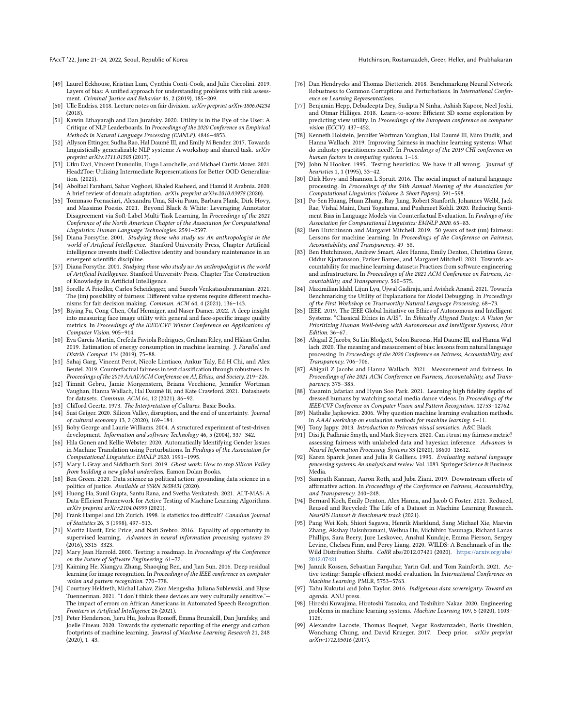[49] Laurel Eckhouse, Kristian Lum, Cynthia Conti-Cook, and Julie Ciccolini. 2019. Layers of bias: A unified approach for understanding problems with risk assessment. *Criminal Justice and Behavior* 46, 2 (2019), 185–209.

[50] Ulle Endriss. 2018. Lecture notes on fair division. *arXiv preprint arXiv:1806.04234* (2018).

[51] Kawin Ethayarajh and Dan Jurafsky. 2020. Utility is in the Eye of the User: A Critique of NLP Leaderboards. In *Proceedings of the 2020 Conference on Empirical Methods in Natural Language Processing (EMNLP)*. 4846–4853.

[52] Allyson Ettinger, Sudha Rao, Hal Daumé III, and Emily M Bender. 2017. Towards linguistically generalizable NLP systems: A workshop and shared task. *arXiv preprint arXiv:1711.01505* (2017).

[53] Utku Evci, Vincent Dumoulin, Hugo Larochelle, and Michael Curtis Mozer. 2021. Head2Toe: Utilizing Intermediate Representations for Better OOD Generalization. (2021).

[54] Abolfazl Farahani, Sahar Voghoei, Khaled Rasheed, and Hamid R Arabnia. 2020. A brief review of domain adaptation. *arXiv preprint arXiv:2010.03978* (2020).

[55] Tommaso Fornaciari, Alexandra Uma, Silviu Paun, Barbara Plank, Dirk Hovy, and Massimo Poesio. 2021. Beyond Black & White: Leveraging Annotator Disagreement via Soft-Label Multi-Task Learning. In *Proceedings of the 2021 Conference of the North American Chapter of the Association for Computational Linguistics: Human Language Technologies*. 2591–2597.

[56] Diana Forsythe. 2001. *Studying those who study us: An anthropologist in the world of Artificial Intelligence*. Stanford University Press, Chapter Artificial intelligence invents itself: Collective identity and boundary maintenance in an emergent scientific discipline.

[57] Diana Forsythe. 2001. *Studying those who study us: An anthropologist in the world of Artificial Intelligence*. Stanford University Press, Chapter The Construction of Knowledge in Artificial Intelligence.

[58] Sorelle A Friedler, Carlos Scheidegger, and Suresh Venkatasubramanian. 2021. The (im) possibility of fairness: Different value systems require different mechanisms for fair decision making. *Commun. ACM* 64, 4 (2021), 136–143.

[59] Biying Fu, Cong Chen, Olaf Henniger, and Naser Damer. 2022. A deep insight into measuring face image utility with general and face-specific image quality metrics. In *Proceedings of the IEEE/CVF Winter Conference on Applications of Computer Vision*. 905–914.

[60] Eva García-Martín, Crefeda Faviola Rodrigues, Graham Riley, and Håkan Grahn. 2019. Estimation of energy consumption in machine learning. *J. Parallel and Distrib. Comput.* 134 (2019), 75–88.

[61] Sahaj Garg, Vincent Perot, Nicole Limtiaco, Ankur Taly, Ed H Chi, and Alex Beutel. 2019. Counterfactual fairness in text classification through robustness. In *Proceedings of the 2019 AAAI/ACM Conference on AI, Ethics, and Society*. 219–226.

[62] Timnit Gebru, Jamie Morgenstern, Briana Vecchione, Jennifer Wortman Vaughan, Hanna Wallach, Hal Daumé Iii, and Kate Crawford. 2021. Datasheets for datasets. *Commun. ACM* 64, 12 (2021), 86–92.

[63] Clifford Geertz. 1973. *The Interpretation of Cultures*. Basic Books.

[64] Susi Geiger. 2020. Silicon Valley, disruption, and the end of uncertainty. *Journal of cultural economy* 13, 2 (2020), 169–184.

[65] Boby George and Laurie Williams. 2004. A structured experiment of test-driven development. *Information and software Technology* 46, 5 (2004), 337–342.

[66] Hila Gonen and Kellie Webster. 2020. Automatically Identifying Gender Issues in Machine Translation using Perturbations. In *Findings of the Association for Computational Linguistics: EMNLP 2020*. 1991–1995.

[67] Mary L Gray and Siddharth Suri. 2019. *Ghost work: How to stop Silicon Valley from building a new global underclass*. Eamon Dolan Books.

[68] Ben Green. 2020. Data science as political action: grounding data science in a politics of justice. *Available at SSRN 3658431* (2020).

[69] Huong Ha, Sunil Gupta, Santu Rana, and Svetha Venkatesh. 2021. ALT-MAS: A Data-Efficient Framework for Active Testing of Machine Learning Algorithms. *arXiv preprint arXiv:2104.04999* (2021).

[70] Frank Hampel and Eth Zurich. 1998. Is statistics too difficult? *Canadian Journal of Statistics* 26, 3 (1998), 497–513.

[71] Moritz Hardt, Eric Price, and Nati Srebro. 2016. Equality of opportunity in supervised learning. *Advances in neural information processing systems* 29 (2016), 3315–3323.

[72] Mary Jean Harrold. 2000. Testing: a roadmap. In *Proceedings of the Conference on the Future of Software Engineering*. 61–72.

[73] Kaiming He, Xiangyu Zhang, Shaoqing Ren, and Jian Sun. 2016. Deep residual learning for image recognition. In *Proceedings of the IEEE conference on computer vision and pattern recognition*. 770–778.

[74] Courtney Heldreth, Michal Lahav, Zion Mengesha, Juliana Sublewski, and Elyse Tuennerman. 2021. "I don't think these devices are very culturally sensitive."—The impact of errors on African Americans in Automated Speech Recognition. *Frontiers in Artificial Intelligence* 26 (2021).

[75] Peter Henderson, Jieru Hu, Joshua Romoff, Emma Brunskill, Dan Jurafsky, and Joelle Pineau. 2020. Towards the systematic reporting of the energy and carbon footprints of machine learning. *Journal of Machine Learning Research* 21, 248 (2020), 1–43.

[76] Dan Hendrycks and Thomas Dietterich. 2018. Benchmarking Neural Network Robustness to Common Corruptions and Perturbations. In *International Conference on Learning Representations*.

[77] Benjamin Hepp, Debadeepta Dey, Sudipta N Sinha, Ashish Kapoor, Neel Joshi, and Otmar Hilliges. 2018. Learn-to-score: Efficient 3D scene exploration by predicting view utility. In *Proceedings of the European conference on computer vision (ECCV)*. 437–452.

[78] Kenneth Holstein, Jennifer Wortman Vaughan, Hal Daumé III, Miro Dudik, and Hanna Wallach. 2019. Improving fairness in machine learning systems: What do industry practitioners need?. In *Proceedings of the 2019 CHI conference on human factors in computing systems*. 1–16.

[79] John N Hooker. 1995. Testing heuristics: We have it all wrong. *Journal of heuristics* 1, 1 (1995), 33–42.

[80] Dirk Hovy and Shannon L Spruit. 2016. The social impact of natural language processing. In *Proceedings of the 54th Annual Meeting of the Association for Computational Linguistics (Volume 2: Short Papers)*. 591–598.

[81] Po-Sen Huang, Huan Zhang, Ray Jiang, Robert Stanforth, Johannes Welbl, Jack Rae, Vishal Maini, Dani Yogatama, and Pushmeet Kohli. 2020. Reducing Sentiment Bias in Language Models via Counterfactual Evaluation. In *Findings of the Association for Computational Linguistics: EMNLP 2020*. 65–83.

[82] Ben Hutchinson and Margaret Mitchell. 2019. 50 years of test (un) fairness: Lessons for machine learning. In *Proceedings of the Conference on Fairness, Accountability, and Transparency*. 49–58.

[83] Ben Hutchinson, Andrew Smart, Alex Hanna, Emily Denton, Christina Greer, Oddur Kjartansson, Parker Barnes, and Margaret Mitchell. 2021. Towards accountability for machine learning datasets: Practices from software engineering and infrastructure. In *Proceedings of the 2021 ACM Conference on Fairness, Accountability, and Transparency*. 560–575.

[84] Maximilian Idahl, Lijun Lyu, Ujwal Gadiraju, and Avishek Anand. 2021. Towards Benchmarking the Utility of Explanations for Model Debugging. In *Proceedings of the First Workshop on Trustworthy Natural Language Processing*. 68–73.

[85] IEEE. 2019. The IEEE Global Initiative on Ethics of Autonomous and Intelligent Systems. "Classical Ethics in A/IS". In *Ethically Aligned Design: A Vision for Prioritizing Human Well-being with Autonomous and Intelligent Systems, First Edition*. 36–67.

[86] Abigail Z Jacobs, Su Lin Blodgett, Solon Barocas, Hal Daumé III, and Hanna Wallach. 2020. The meaning and measurement of bias: lessons from natural language processing. In *Proceedings of the 2020 Conference on Fairness, Accountability, and Transparency*. 706–706.

[87] Abigail Z Jacobs and Hanna Wallach. 2021. Measurement and fairness. In *Proceedings of the 2021 ACM Conference on Fairness, Accountability, and Transparency*. 375–385.

[88] Yasamin Jafarian and Hyun Soo Park. 2021. Learning high fidelity depths of dressed humans by watching social media dance videos. In *Proceedings of the IEEE/CVF Conference on Computer Vision and Pattern Recognition*. 12753–12762.

[89] Nathalie Japkowicz. 2006. Why question machine learning evaluation methods. In *AAAI workshop on evaluation methods for machine learning*. 6–11.

[90] Tony Jappy. 2013. *Introduction to Peircean visual semiotics*. A&C Black.

[91] Disi Ji, Padhraic Smyth, and Mark Steyvers. 2020. Can i trust my fairness metric? assessing fairness with unlabeled data and bayesian inference. *Advances in Neural Information Processing Systems* 33 (2020), 18600–18612.

[92] Karen Sparck Jones and Julia R Galliers. 1995. *Evaluating natural language processing systems: An analysis and review*. Vol. 1083. Springer Science & Business Media.

[93] Sampath Kannan, Aaron Roth, and Juba Ziani. 2019. Downstream effects of affirmative action. In *Proceedings of the Conference on Fairness, Accountability, and Transparency*. 240–248.

[94] Bernard Koch, Emily Denton, Alex Hanna, and Jacob G Foster. 2021. Reduced, Reused and Recycled: The Life of a Dataset in Machine Learning Research. *NeurIPS Dataset & Benchmark track* (2021).

[95] Pang Wei Koh, Shiori Sagawa, Henrik Marklund, Sang Michael Xie, Marvin Zhang, Akshay Balsubramani, Weihua Hu, Michihiro Yasunaga, Richard Lanas Phillips, Sara Beery, Jure Leskovec, Anshul Kundaje, Emma Pierson, Sergey Levine, Chelsea Finn, and Percy Liang. 2020. WILDS: A Benchmark of in-the-Wild Distribution Shifts. *CoRR* abs/2012.07421 (2020). https://arxiv.org/abs/2012.07421

[96] Jannik Kossen, Sebastian Farquhar, Yarin Gal, and Tom Rainforth. 2021. Active testing: Sample-efficient model evaluation. In *International Conference on Machine Learning*. PMLR, 5753–5763.

[97] Tahu Kukutai and John Taylor. 2016. *Indigenous data sovereignty: Toward an agenda*. ANU press.

[98] Hiroshi Kuwajima, Hirotoshi Yasuoka, and Toshihiro Nakae. 2020. Engineering problems in machine learning systems. *Machine Learning* 109, 5 (2020), 1103–1126.

[99] Alexandre Lacoste, Thomas Boquet, Negar Rostamzadeh, Boris Oreshkin, Wonchang Chung, and David Krueger. 2017. Deep prior. *arXiv preprint arXiv:1712.05016* (2017).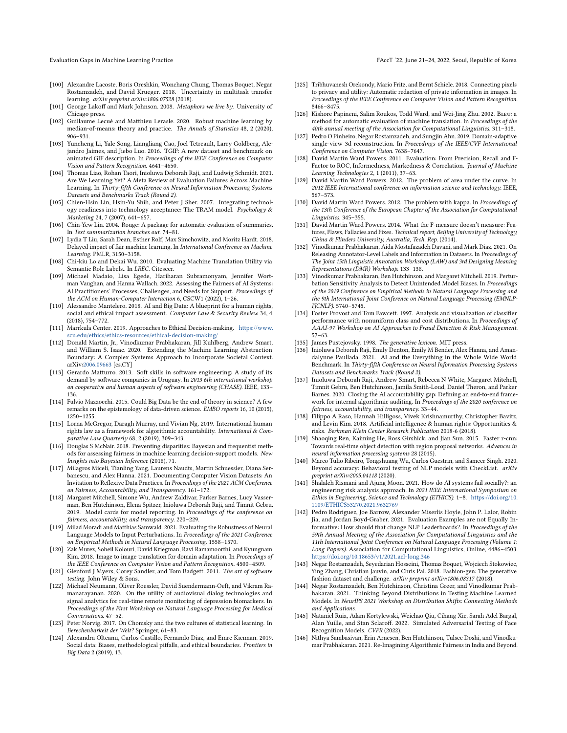[100] Alexandre Lacoste, Boris Oreshkin, Wonchang Chung, Thomas Boquet, Negar Rostamzadeh, and David Krueger. 2018. Uncertainty in multitask transfer learning. *arXiv preprint arXiv:1806.07528* (2018).

[101] George Lakoff and Mark Johnson. 2008. *Metaphors we live by.* University of Chicago press.

[102] Guillaume Lecué and Matthieu Lerasle. 2020. Robust machine learning by median-of-means: theory and practice. *The Annals of Statistics* 48, 2 (2020), 906–931.

[103] Yuncheng Li, Yale Song, Liangliang Cao, Joel Tetreault, Larry Goldberg, Alejandro Jaimes, and Jiebo Luo. 2016. TGIF: A new dataset and benchmark on animated GIF description. In *Proceedings of the IEEE Conference on Computer Vision and Pattern Recognition*. 4641–4650.

[104] Thomas Liao, Rohan Taori, Inioluwa Deborah Raji, and Ludwig Schmidt. 2021. Are We Learning Yet? A Meta Review of Evaluation Failures Across Machine Learning. In *Thirty-fifth Conference on Neural Information Processing Systems Datasets and Benchmarks Track (Round 2)*.

[105] Chien-Hsin Lin, Hsin-Yu Shih, and Peter J Sher. 2007. Integrating technology readiness into technology acceptance: The TRAM model. *Psychology & Marketing* 24, 7 (2007), 641–657.

[106] Chin-Yew Lin. 2004. Rouge: A package for automatic evaluation of summaries. In *Text summarization branches out*. 74–81.

[107] Lydia T Liu, Sarah Dean, Esther Rolf, Max Simchowitz, and Moritz Hardt. 2018. Delayed impact of fair machine learning. In *International Conference on Machine Learning*. PMLR, 3150–3158.

[108] Chi-kiu Lo and Dekai Wu. 2010. Evaluating Machine Translation Utility via Semantic Role Labels.. In *LREC*. Citeseer.

[109] Michael Madaio, Lisa Egede, Hariharan Subramonyam, Jennifer Wortman Vaughan, and Hanna Wallach. 2022. Assessing the Fairness of AI Systems: AI Practitioners' Processes, Challenges, and Needs for Support. *Proceedings of the ACM on Human-Computer Interaction* 6, CSCW1 (2022), 1–26.

[110] Alessandro Mantelero. 2018. AI and Big Data: A blueprint for a human rights, social and ethical impact assessment. *Computer Law & Security Review* 34, 4 (2018), 754–772.

[111] Marrkula Center. 2019. Approaches to Ethical Decision-making. https://www.scu.edu/ethics/ethics-resources/ethical-decision-making/

[112] Donald Martin, Jr., Vinodkumar Prabhakaran, Jill Kuhlberg, Andrew Smart, and William S. Isaac. 2020. Extending the Machine Learning Abstraction Boundary: A Complex Systems Approach to Incorporate Societal Context. arXiv:2006.09663 [cs.CY]

[113] Gerardo Matturro. 2013. Soft skills in software engineering: A study of its demand by software companies in Uruguay. In *2013 6th international workshop on cooperative and human aspects of software engineering (CHASE)*. IEEE, 133–136.

[114] Fulvio Mazzocchi. 2015. Could Big Data be the end of theory in science? A few remarks on the epistemology of data-driven science. *EMBO reports* 16, 10 (2015), 1250–1255.

[115] Lorna McGregor, Daragh Murray, and Vivian Ng. 2019. International human rights law as a framework for algorithmic accountability. *International & Comparative Law Quarterly* 68, 2 (2019), 309–343.

[116] Douglas S McNair. 2018. Preventing disparities: Bayesian and frequentist methods for assessing fairness in machine learning decision-support models. *New Insights into Bayesian Inference* (2018), 71.

[117] Milagros Miceli, Tianling Yang, Laurens Naudts, Martin Schuessler, Diana Serbanescu, and Alex Hanna. 2021. Documenting Computer Vision Datasets: An Invitation to Reflexive Data Practices. In *Proceedings of the 2021 ACM Conference on Fairness, Accountability, and Transparency*. 161–172.

[118] Margaret Mitchell, Simone Wu, Andrew Zaldivar, Parker Barnes, Lucy Vasserman, Ben Hutchinson, Elena Spitzer, Inioluwa Deborah Raji, and Timnit Gebru. 2019. Model cards for model reporting. In *Proceedings of the conference on fairness, accountability, and transparency*. 220–229.

[119] Milad Moradi and Matthias Samwald. 2021. Evaluating the Robustness of Neural Language Models to Input Perturbations. In *Proceedings of the 2021 Conference on Empirical Methods in Natural Language Processing*. 1558–1570.

[120] Zak Murez, Soheil Kolouri, David Kriegman, Ravi Ramamoorthi, and Kyungnam Kim. 2018. Image to image translation for domain adaptation. In *Proceedings of the IEEE Conference on Computer Vision and Pattern Recognition*. 4500–4509.

[121] Glenford J Myers, Corey Sandler, and Tom Badgett. 2011. *The art of software testing.* John Wiley & Sons.

[122] Michael Neumann, Oliver Roessler, David Suendermann-Oeft, and Vikram Ramanarayanan. 2020. On the utility of audiovisual dialog technologies and signal analytics for real-time remote monitoring of depression biomarkers. In *Proceedings of the First Workshop on Natural Language Processing for Medical Conversations*. 47–52.

[123] Peter Norvig. 2017. On Chomsky and the two cultures of statistical learning. In *Berechenbarkeit der Welt?* Springer, 61–83.

[124] Alexandra Olteanu, Carlos Castillo, Fernando Diaz, and Emre Kıcıman. 2019. Social data: Biases, methodological pitfalls, and ethical boundaries. *Frontiers in Big Data* 2 (2019), 13.

[125] Tribhuvanesh Orekondy, Mario Fritz, and Bernt Schiele. 2018. Connecting pixels to privacy and utility: Automatic redaction of private information in images. In *Proceedings of the IEEE Conference on Computer Vision and Pattern Recognition*. 8466–8475.

[126] Kishore Papineni, Salim Roukos, Todd Ward, and Wei-Jing Zhu. 2002. Bleu: a method for automatic evaluation of machine translation. In *Proceedings of the 40th annual meeting of the Association for Computational Linguistics*. 311–318.

[127] Pedro O Pinheiro, Negar Rostamzadeh, and Sungjin Ahn. 2019. Domain-adaptive single-view 3d reconstruction. In *Proceedings of the IEEE/CVF International Conference on Computer Vision*. 7638–7647.

[128] David Martin Ward Powers. 2011. Evaluation: From Precision, Recall and F-Factor to ROC, Informedness, Markedness & Correlation. *Journal of Machine Learning Technologies* 2, 1 (2011), 37–63.

[129] David Martin Ward Powers. 2012. The problem of area under the curve. In *2012 IEEE International conference on information science and technology*. IEEE, 567–573.

[130] David Martin Ward Powers. 2012. The problem with kappa. In *Proceedings of the 13th Conference of the European Chapter of the Association for Computational Linguistics*. 345–355.

[131] David Martin Ward Powers. 2014. What the F-measure doesn't measure: Features, Flaws, Fallacies and Fixes. *Technical report, Beijing University of Technology, China & Flinders University, Australia, Tech. Rep.* (2014).

[132] Vinodkumar Prabhakaran, Aida Mostafazadeh Davani, and Mark Diaz. 2021. On Releasing Annotator-Level Labels and Information in Datasets. In *Proceedings of The Joint 15th Linguistic Annotation Workshop (LAW) and 3rd Designing Meaning Representations (DMR) Workshop*. 133–138.

[133] Vinodkumar Prabhakaran, Ben Hutchinson, and Margaret Mitchell. 2019. Perturbation Sensitivity Analysis to Detect Unintended Model Biases. In *Proceedings of the 2019 Conference on Empirical Methods in Natural Language Processing and the 9th International Joint Conference on Natural Language Processing (EMNLP-IJCNLP)*. 5740–5745.

[134] Foster Provost and Tom Fawcett. 1997. Analysis and visualization of classifier performance with nonuniform class and cost distributions. In *Proceedings of AAAI-97 Workshop on AI Approaches to Fraud Detection & Risk Management*. 57–63.

[135] James Pustejovsky. 1998. *The generative lexicon.* MIT press.

[136] Inioluwa Deborah Raji, Emily Denton, Emily M Bender, Alex Hanna, and Amandalynne Paullada. 2021. AI and the Everything in the Whole Wide World Benchmark. In *Thirty-fifth Conference on Neural Information Processing Systems Datasets and Benchmarks Track (Round 2)*.

[137] Inioluwa Deborah Raji, Andrew Smart, Rebecca N White, Margaret Mitchell, Timnit Gebru, Ben Hutchinson, Jamila Smith-Loud, Daniel Theron, and Parker Barnes. 2020. Closing the AI accountability gap: Defining an end-to-end framework for internal algorithmic auditing. In *Proceedings of the 2020 conference on fairness, accountability, and transparency*. 33–44.

[138] Filippo A Raso, Hannah Hilligoss, Vivek Krishnamurthy, Christopher Bavitz, and Levin Kim. 2018. Artificial intelligence & human rights: Opportunities & risks. *Berkman Klein Center Research Publication* 2018-6 (2018).

[139] Shaoqing Ren, Kaiming He, Ross Girshick, and Jian Sun. 2015. Faster r-cnn: Towards real-time object detection with region proposal networks. *Advances in neural information processing systems* 28 (2015).

[140] Marco Tulio Ribeiro, Tongshuang Wu, Carlos Guestrin, and Sameer Singh. 2020. Beyond accuracy: Behavioral testing of NLP models with CheckList. *arXiv preprint arXiv:2005.04118* (2020).

[141] Shalaleh Rismani and AJung Moon. 2021. How do AI systems fail socially?: an engineering risk analysis approach. In *2021 IEEE International Symposium on Ethics in Engineering, Science and Technology (ETHICS)*. 1–8. https://doi.org/10.1109/ETHICS53270.2021.9632769

[142] Pedro Rodriguez, Joe Barrow, Alexander Miserlis Hoyle, John P. Lalor, Robin Jia, and Jordan Boyd-Graber. 2021. Evaluation Examples are not Equally Informative: How should that change NLP Leaderboards?. In *Proceedings of the 59th Annual Meeting of the Association for Computational Linguistics and the 11th International Joint Conference on Natural Language Processing (Volume 1: Long Papers)*. Association for Computational Linguistics, Online, 4486–4503. https://doi.org/10.18653/v1/2021.acl-long.346

[143] Negar Rostamzadeh, Seyedarian Hosseini, Thomas Boquet, Wojciech Stokowiec, Ying Zhang, Christian Jauvin, and Chris Pal. 2018. Fashion-gen: The generative fashion dataset and challenge. *arXiv preprint arXiv:1806.08317* (2018).

[144] Negar Rostamzadeh, Ben Hutchinson, Christina Greer, and Vinodkumar Prabhakaran. 2021. Thinking Beyond Distributions in Testing Machine Learned Models. In *NeurIPS 2021 Workshop on Distribution Shifts: Connecting Methods and Applications*.

[145] Nataniel Ruiz, Adam Kortylewski, Weichao Qiu, Cihang Xie, Sarah Adel Bargal, Alan Yuille, and Stan Sclaroff. 2022. Simulated Adversarial Testing of Face Recognition Models. *CVPR* (2022).

[146] Nithya Sambasivan, Erin Arnesen, Ben Hutchinson, Tulsee Doshi, and Vinodkumar Prabhakaran. 2021. Re-Imagining Algorithmic Fairness in India and Beyond.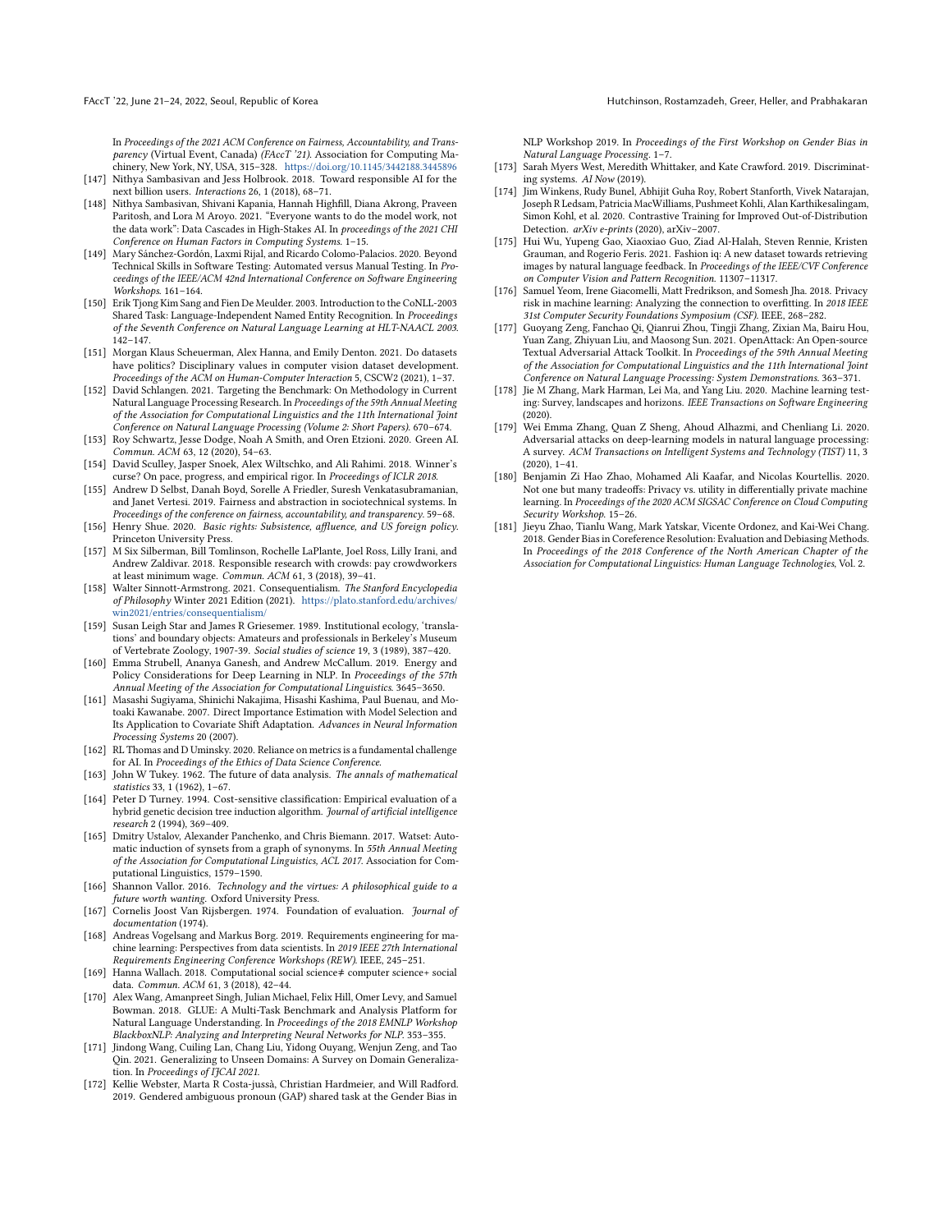In *Proceedings of the 2021 ACM Conference on Fairness, Accountability, and Transparency* (Virtual Event, Canada) *(FAccT '21)*. Association for Computing Machinery, New York, NY, USA, 315–328. https://doi.org/10.1145/3442188.3445896

[147] Nithya Sambasivan and Jess Holbrook. 2018. Toward responsible AI for the next billion users. *Interactions* 26, 1 (2018), 68–71.

[148] Nithya Sambasivan, Shivani Kapania, Hannah Highfill, Diana Akrong, Praveen Paritosh, and Lora M Aroyo. 2021. "Everyone wants to do the model work, not the data work": Data Cascades in High-Stakes AI. In *proceedings of the 2021 CHI Conference on Human Factors in Computing Systems*. 1–15.

[149] Mary Sánchez-Gordón, Laxmi Rijal, and Ricardo Colomo-Palacios. 2020. Beyond Technical Skills in Software Testing: Automated versus Manual Testing. In *Proceedings of the IEEE/ACM 42nd International Conference on Software Engineering Workshops*. 161–164.

[150] Erik Tjong Kim Sang and Fien De Meulder. 2003. Introduction to the CoNLL-2003 Shared Task: Language-Independent Named Entity Recognition. In *Proceedings of the Seventh Conference on Natural Language Learning at HLT-NAACL 2003*. 142–147.

[151] Morgan Klaus Scheuerman, Alex Hanna, and Emily Denton. 2021. Do datasets have politics? Disciplinary values in computer vision dataset development. *Proceedings of the ACM on Human-Computer Interaction* 5, CSCW2 (2021), 1–37.

[152] David Schlangen. 2021. Targeting the Benchmark: On Methodology in Current Natural Language Processing Research. In *Proceedings of the 59th Annual Meeting of the Association for Computational Linguistics and the 11th International Joint Conference on Natural Language Processing (Volume 2: Short Papers)*. 670–674.

[153] Roy Schwartz, Jesse Dodge, Noah A Smith, and Oren Etzioni. 2020. Green AI. *Commun. ACM* 63, 12 (2020), 54–63.

[154] David Sculley, Jasper Snoek, Alex Wiltschko, and Ali Rahimi. 2018. Winner's curse? On pace, progress, and empirical rigor. In *Proceedings of ICLR 2018*.

[155] Andrew D Selbst, Danah Boyd, Sorelle A Friedler, Suresh Venkatasubramanian, and Janet Vertesi. 2019. Fairness and abstraction in sociotechnical systems. In *Proceedings of the conference on fairness, accountability, and transparency*. 59–68.

[156] Henry Shue. 2020. *Basic rights: Subsistence, affluence, and US foreign policy*. Princeton University Press.

[157] M Six Silberman, Bill Tomlinson, Rochelle LaPlante, Joel Ross, Lilly Irani, and Andrew Zaldivar. 2018. Responsible research with crowds: pay crowdworkers at least minimum wage. *Commun. ACM* 61, 3 (2018), 39–41.

[158] Walter Sinnott-Armstrong. 2021. Consequentialism. *The Stanford Encyclopedia of Philosophy* Winter 2021 Edition (2021). https://plato.stanford.edu/archives/win2021/entries/consequentialism/

[159] Susan Leigh Star and James R Griesemer. 1989. Institutional ecology, 'translations' and boundary objects: Amateurs and professionals in Berkeley's Museum of Vertebrate Zoology, 1907-39. *Social studies of science* 19, 3 (1989), 387–420.

[160] Emma Strubell, Ananya Ganesh, and Andrew McCallum. 2019. Energy and Policy Considerations for Deep Learning in NLP. In *Proceedings of the 57th Annual Meeting of the Association for Computational Linguistics*. 3645–3650.

[161] Masashi Sugiyama, Shinichi Nakajima, Hisashi Kashima, Paul Buenau, and Motoaki Kawanabe. 2007. Direct Importance Estimation with Model Selection and Its Application to Covariate Shift Adaptation. *Advances in Neural Information Processing Systems* 20 (2007).

[162] RL Thomas and D Uminsky. 2020. Reliance on metrics is a fundamental challenge for AI. In *Proceedings of the Ethics of Data Science Conference*.

[163] John W Tukey. 1962. The future of data analysis. *The annals of mathematical statistics* 33, 1 (1962), 1–67.

[164] Peter D Turney. 1994. Cost-sensitive classification: Empirical evaluation of a hybrid genetic decision tree induction algorithm. *Journal of artificial intelligence research* 2 (1994), 369–409.

[165] Dmitry Ustalov, Alexander Panchenko, and Chris Biemann. 2017. Watset: Automatic induction of synsets from a graph of synonyms. In *55th Annual Meeting of the Association for Computational Linguistics, ACL 2017*. Association for Computational Linguistics, 1579–1590.

[166] Shannon Vallor. 2016. *Technology and the virtues: A philosophical guide to a future worth wanting*. Oxford University Press.

[167] Cornelis Joost Van Rijsbergen. 1974. Foundation of evaluation. *Journal of documentation* (1974).

[168] Andreas Vogelsang and Markus Borg. 2019. Requirements engineering for machine learning: Perspectives from data scientists. In *2019 IEEE 27th International Requirements Engineering Conference Workshops (REW)*. IEEE, 245–251.

[169] Hanna Wallach. 2018. Computational social science≠ computer science+ social data. *Commun. ACM* 61, 3 (2018), 42–44.

[170] Alex Wang, Amanpreet Singh, Julian Michael, Felix Hill, Omer Levy, and Samuel Bowman. 2018. GLUE: A Multi-Task Benchmark and Analysis Platform for Natural Language Understanding. In *Proceedings of the 2018 EMNLP Workshop BlackboxNLP: Analyzing and Interpreting Neural Networks for NLP*. 353–355.

[171] Jindong Wang, Cuiling Lan, Chang Liu, Yidong Ouyang, Wenjun Zeng, and Tao Qin. 2021. Generalizing to Unseen Domains: A Survey on Domain Generalization. In *Proceedings of IJCAI 2021*.

[172] Kellie Webster, Marta R Costa-jussà, Christian Hardmeier, and Will Radford. 2019. Gendered ambiguous pronoun (GAP) shared task at the Gender Bias in NLP Workshop 2019. In *Proceedings of the First Workshop on Gender Bias in Natural Language Processing*. 1–7.

[173] Sarah Myers West, Meredith Whittaker, and Kate Crawford. 2019. Discriminating systems. *AI Now* (2019).

[174] Jim Winkens, Rudy Bunel, Abhijit Guha Roy, Robert Stanforth, Vivek Natarajan, Joseph R Ledsam, Patricia MacWilliams, Pushmeet Kohli, Alan Karthikesalingam, Simon Kohl, et al. 2020. Contrastive Training for Improved Out-of-Distribution Detection. *arXiv e-prints* (2020), arXiv–2007.

[175] Hui Wu, Yupeng Gao, Xiaoxiao Guo, Ziad Al-Halah, Steven Rennie, Kristen Grauman, and Rogerio Feris. 2021. Fashion iq: A new dataset towards retrieving images by natural language feedback. In *Proceedings of the IEEE/CVF Conference on Computer Vision and Pattern Recognition*. 11307–11317.

[176] Samuel Yeom, Irene Giacomelli, Matt Fredrikson, and Somesh Jha. 2018. Privacy risk in machine learning: Analyzing the connection to overfitting. In *2018 IEEE 31st Computer Security Foundations Symposium (CSF)*. IEEE, 268–282.

[177] Guoyang Zeng, Fanchao Qi, Qianrui Zhou, Tingji Zhang, Zixian Ma, Bairu Hou, Yuan Zang, Zhiyuan Liu, and Maosong Sun. 2021. OpenAttack: An Open-source Textual Adversarial Attack Toolkit. In *Proceedings of the 59th Annual Meeting of the Association for Computational Linguistics and the 11th International Joint Conference on Natural Language Processing: System Demonstrations*. 363–371.

[178] Jie M Zhang, Mark Harman, Lei Ma, and Yang Liu. 2020. Machine learning testing: Survey, landscapes and horizons. *IEEE Transactions on Software Engineering* (2020).

[179] Wei Emma Zhang, Quan Z Sheng, Ahoud Alhazmi, and Chenliang Li. 2020. Adversarial attacks on deep-learning models in natural language processing: A survey. *ACM Transactions on Intelligent Systems and Technology (TIST)* 11, 3 (2020), 1–41.

[180] Benjamin Zi Hao Zhao, Mohamed Ali Kaafar, and Nicolas Kourtellis. 2020. Not one but many tradeoffs: Privacy vs. utility in differentially private machine learning. In *Proceedings of the 2020 ACM SIGSAC Conference on Cloud Computing Security Workshop*. 15–26.

[181] Jieyu Zhao, Tianlu Wang, Mark Yatskar, Vicente Ordonez, and Kai-Wei Chang. 2018. Gender Bias in Coreference Resolution: Evaluation and Debiasing Methods. In *Proceedings of the 2018 Conference of the North American Chapter of the Association for Computational Linguistics: Human Language Technologies*, Vol. 2.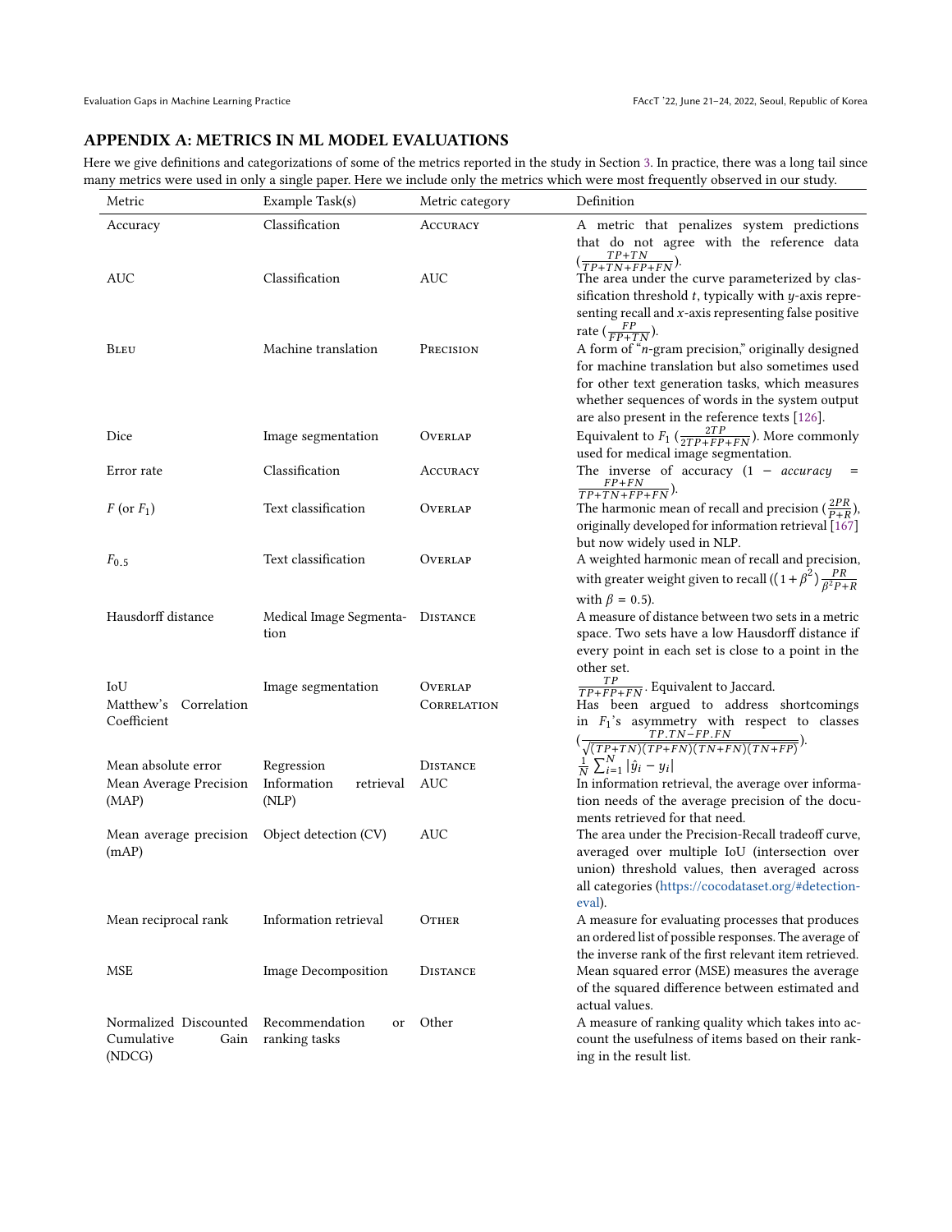## APPENDIX A: METRICS IN ML MODEL EVALUATIONS

Here we give definitions and categorizations of some of the metrics reported in the study in Section 3. In practice, there was a long tail since many metrics were used in only a single paper. Here we include only the metrics which were most frequently observed in our study.

| Metric | Example Task(s) | Metric category | Definition |
|---|---|---|---|
| Accuracy | Classification | ACCURACY | A metric that penalizes system predictions that do not agree with the reference data ($\frac{TP+TN}{TP+TN+FP+FN}$). |
| AUC | Classification | AUC | The area under the curve parameterized by classification threshold $t$, typically with $y$-axis representing recall and $x$-axis representing false positive rate ($\frac{FP}{FP+TN}$). |
| BLEU | Machine translation | PRECISION | A form of "$n$-gram precision," originally designed for machine translation but also sometimes used for other text generation tasks, which measures whether sequences of words in the system output are also present in the reference texts [126]. |
| Dice | Image segmentation | OVERLAP | Equivalent to $F_1$ ($\frac{2TP}{2TP+FP+FN}$). More commonly used for medical image segmentation. |
| Error rate | Classification | ACCURACY | The inverse of accuracy ($1 - accuracy = \frac{FP+FN}{TP+TN+FP+FN}$). |
| $F$ (or $F_1$) | Text classification | OVERLAP | The harmonic mean of recall and precision ($\frac{2PR}{P+R}$), originally developed for information retrieval [167] but now widely used in NLP. |
| $F_{0.5}$ | Text classification | OVERLAP | A weighted harmonic mean of recall and precision, with greater weight given to recall ($(1+\beta^2)\frac{PR}{\beta^2 P+R}$ with $\beta = 0.5$). |
| Hausdorff distance | Medical Image Segmentation | DISTANCE | A measure of distance between two sets in a metric space. Two sets have a low Hausdorff distance if every point in each set is close to a point in the other set. |
| IoU | Image segmentation | OVERLAP | $\frac{TP}{TP+FP+FN}$. Equivalent to Jaccard. |
| Matthew's Correlation Coefficient | | CORRELATION | Has been argued to address shortcomings in $F_1$'s asymmetry with respect to classes ($\frac{TP.TN-FP.FN}{\sqrt{(TP+TN)(TP+FN)(TN+FN)(TN+FP)}}$). |
| Mean absolute error | Regression | DISTANCE | $\frac{1}{N}\sum_{i=1}^{N}\lvert\hat{y}_i - y_i\rvert$ |
| Mean Average Precision (MAP) | Information retrieval (NLP) | AUC | In information retrieval, the average over information needs of the average precision of the documents retrieved for that need. |
| Mean average precision (mAP) | Object detection (CV) | AUC | The area under the Precision-Recall tradeoff curve, averaged over multiple IoU (intersection over union) threshold values, then averaged across all categories (https://cocodataset.org/#detection-eval). |
| Mean reciprocal rank | Information retrieval | OTHER | A measure for evaluating processes that produces an ordered list of possible responses. The average of the inverse rank of the first relevant item retrieved. |
| MSE | Image Decomposition | DISTANCE | Mean squared error (MSE) measures the average of the squared difference between estimated and actual values. |
| Normalized Discounted Cumulative Gain (NDCG) | Recommendation or ranking tasks | Other | A measure of ranking quality which takes into account the usefulness of items based on their ranking in the result list. |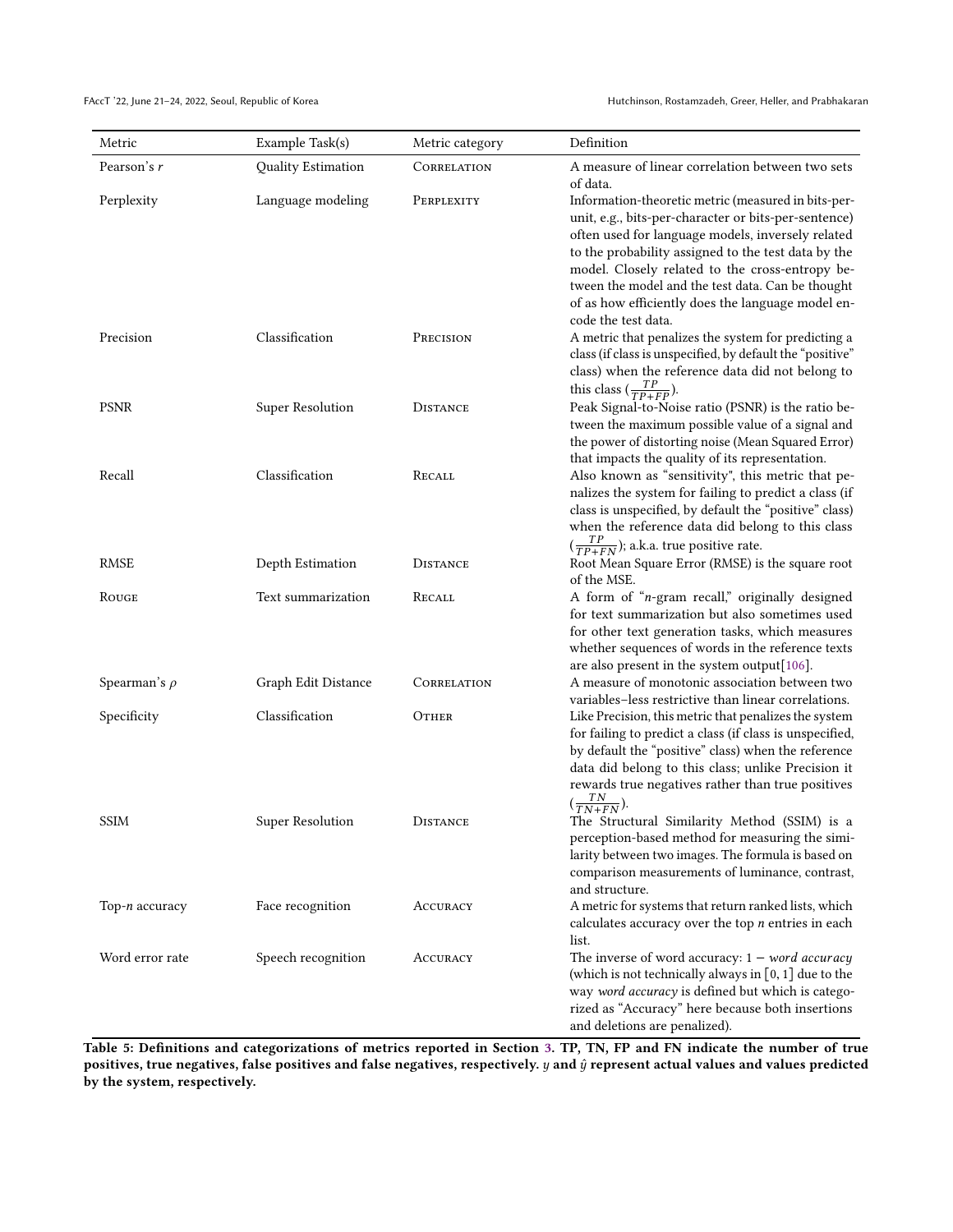| Metric | Example Task(s) | Metric category | Definition |
|---|---|---|---|
| Pearson's $r$ | Quality Estimation | Correlation | A measure of linear correlation between two sets of data. |
| Perplexity | Language modeling | Perplexity | Information-theoretic metric (measured in bits-per-unit, e.g., bits-per-character or bits-per-sentence) often used for language models, inversely related to the probability assigned to the test data by the model. Closely related to the cross-entropy between the model and the test data. Can be thought of as how efficiently does the language model encode the test data. |
| Precision | Classification | Precision | A metric that penalizes the system for predicting a class (if class is unspecified, by default the "positive" class) when the reference data did not belong to this class ($\frac{TP}{TP+FP}$). |
| PSNR | Super Resolution | Distance | Peak Signal-to-Noise ratio (PSNR) is the ratio between the maximum possible value of a signal and the power of distorting noise (Mean Squared Error) that impacts the quality of its representation. |
| Recall | Classification | Recall | Also known as "sensitivity", this metric that penalizes the system for failing to predict a class (if class is unspecified, by default the "positive" class) when the reference data did belong to this class ($\frac{TP}{TP+FN}$); a.k.a. true positive rate. |
| RMSE | Depth Estimation | Distance | Root Mean Square Error (RMSE) is the square root of the MSE. |
| Rouge | Text summarization | Recall | A form of "$n$-gram recall," originally designed for text summarization but also sometimes used for other text generation tasks, which measures whether sequences of words in the reference texts are also present in the system output[106]. |
| Spearman's $\rho$ | Graph Edit Distance | Correlation | A measure of monotonic association between two variables–less restrictive than linear correlations. |
| Specificity | Classification | Other | Like Precision, this metric that penalizes the system for failing to predict a class (if class is unspecified, by default the "positive" class) when the reference data did belong to this class; unlike Precision it rewards true negatives rather than true positives ($\frac{TN}{TN+FN}$). |
| SSIM | Super Resolution | Distance | The Structural Similarity Method (SSIM) is a perception-based method for measuring the similarity between two images. The formula is based on comparison measurements of luminance, contrast, and structure. |
| Top-$n$ accuracy | Face recognition | Accuracy | A metric for systems that return ranked lists, which calculates accuracy over the top $n$ entries in each list. |
| Word error rate | Speech recognition | Accuracy | The inverse of word accuracy: $1 - \textit{word accuracy}$ (which is not technically always in $[0, 1]$ due to the way *word accuracy* is defined but which is categorized as "Accuracy" here because both insertions and deletions are penalized). |

**Table 5: Definitions and categorizations of metrics reported in Section 3. TP, TN, FP and FN indicate the number of true positives, true negatives, false positives and false negatives, respectively. $y$ and $\hat{y}$ represent actual values and values predicted by the system, respectively.**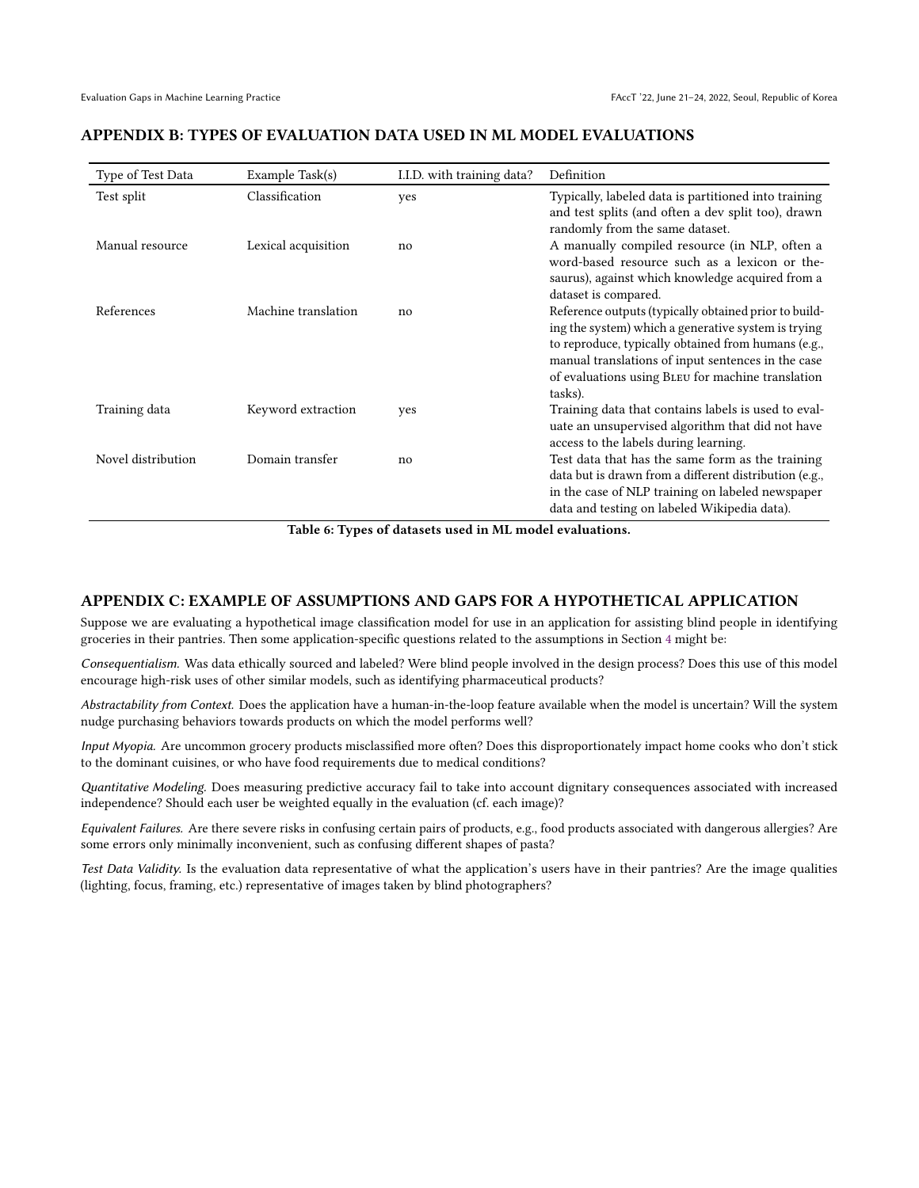## APPENDIX B: TYPES OF EVALUATION DATA USED IN ML MODEL EVALUATIONS

| Type of Test Data | Example Task(s) | I.I.D. with training data? | Definition |
|---|---|---|---|
| Test split | Classification | yes | Typically, labeled data is partitioned into training and test splits (and often a dev split too), drawn randomly from the same dataset. |
| Manual resource | Lexical acquisition | no | A manually compiled resource (in NLP, often a word-based resource such as a lexicon or thesaurus), against which knowledge acquired from a dataset is compared. |
| References | Machine translation | no | Reference outputs (typically obtained prior to building the system) which a generative system is trying to reproduce, typically obtained from humans (e.g., manual translations of input sentences in the case of evaluations using BLEU for machine translation tasks). |
| Training data | Keyword extraction | yes | Training data that contains labels is used to evaluate an unsupervised algorithm that did not have access to the labels during learning. |
| Novel distribution | Domain transfer | no | Test data that has the same form as the training data but is drawn from a different distribution (e.g., in the case of NLP training on labeled newspaper data and testing on labeled Wikipedia data). |

**Table 6: Types of datasets used in ML model evaluations.**

## APPENDIX C: EXAMPLE OF ASSUMPTIONS AND GAPS FOR A HYPOTHETICAL APPLICATION

Suppose we are evaluating a hypothetical image classification model for use in an application for assisting blind people in identifying groceries in their pantries. Then some application-specific questions related to the assumptions in Section 4 might be:

*Consequentialism.* Was data ethically sourced and labeled? Were blind people involved in the design process? Does this use of this model encourage high-risk uses of other similar models, such as identifying pharmaceutical products?

*Abstractability from Context.* Does the application have a human-in-the-loop feature available when the model is uncertain? Will the system nudge purchasing behaviors towards products on which the model performs well?

*Input Myopia.* Are uncommon grocery products misclassified more often? Does this disproportionately impact home cooks who don't stick to the dominant cuisines, or who have food requirements due to medical conditions?

*Quantitative Modeling.* Does measuring predictive accuracy fail to take into account dignitary consequences associated with increased independence? Should each user be weighted equally in the evaluation (cf. each image)?

*Equivalent Failures.* Are there severe risks in confusing certain pairs of products, e.g., food products associated with dangerous allergies? Are some errors only minimally inconvenient, such as confusing different shapes of pasta?

*Test Data Validity.* Is the evaluation data representative of what the application's users have in their pantries? Are the image qualities (lighting, focus, framing, etc.) representative of images taken by blind photographers?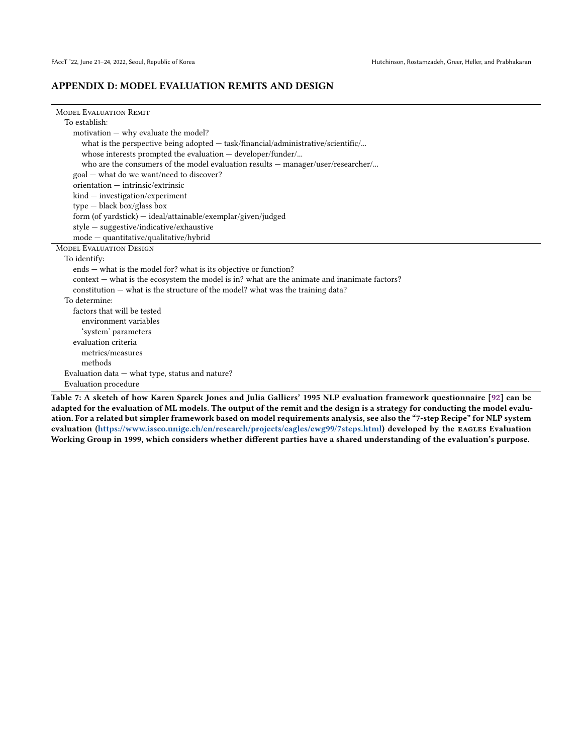## APPENDIX D: MODEL EVALUATION REMITS AND DESIGN

| |
|---|
| MODEL EVALUATION REMIT |
| To establish: |
| motivation — why evaluate the model? |
| what is the perspective being adopted — task/financial/administrative/scientific/... |
| whose interests prompted the evaluation — developer/funder/... |
| who are the consumers of the model evaluation results — manager/user/researcher/... |
| goal — what do we want/need to discover? |
| orientation — intrinsic/extrinsic |
| kind — investigation/experiment |
| type — black box/glass box |
| form (of yardstick) — ideal/attainable/exemplar/given/judged |
| style — suggestive/indicative/exhaustive |
| mode — quantitative/qualitative/hybrid |
| MODEL EVALUATION DESIGN |
| To identify: |
| ends — what is the model for? what is its objective or function? |
| context — what is the ecosystem the model is in? what are the animate and inanimate factors? |
| constitution — what is the structure of the model? what was the training data? |
| To determine: |
| factors that will be tested |
| environment variables |
| 'system' parameters |
| evaluation criteria |
| metrics/measures |
| methods |
| Evaluation data — what type, status and nature? |
| Evaluation procedure |

**Table 7: A sketch of how Karen Sparck Jones and Julia Galliers' 1995 NLP evaluation framework questionnaire [92] can be adapted for the evaluation of ML models. The output of the remit and the design is a strategy for conducting the model evaluation. For a related but simpler framework based on model requirements analysis, see also the "7-step Recipe" for NLP system evaluation (https://www.issco.unige.ch/en/research/projects/eagles/ewg99/7steps.html) developed by the EAGLES Evaluation Working Group in 1999, which considers whether different parties have a shared understanding of the evaluation's purpose.**